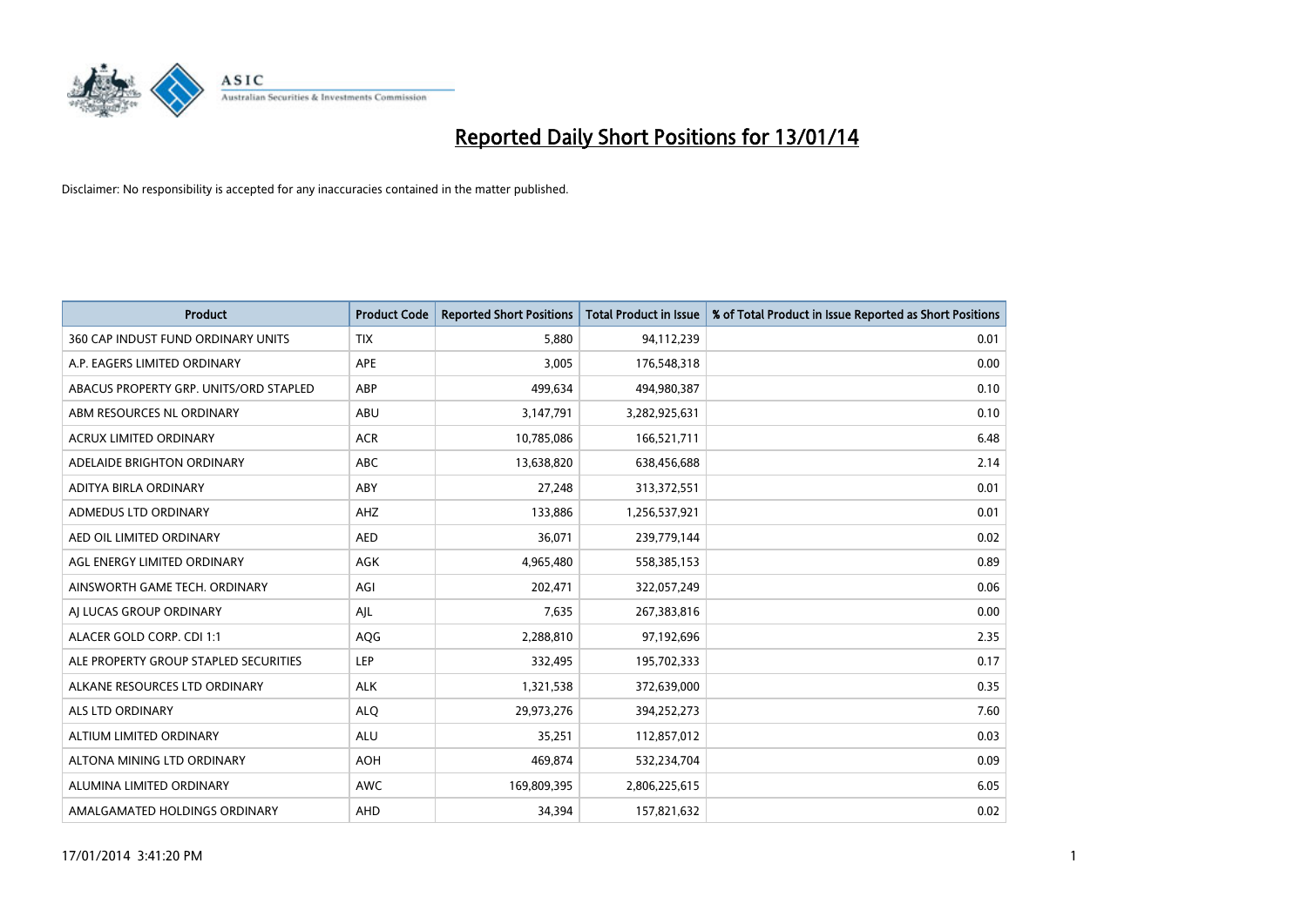# Reported Daily Short Positions for 13/01/14

Disclaimer: No responsibility is accepted for any inaccuracies contained in the matter published.

| Product | Product Code | Reported Short Positions | Total Product in Issue | % of Total Product in Issue Reported as Short Positions |
|---|---|---|---|---|
| 360 CAP INDUST FUND ORDINARY UNITS | TIX | 5,880 | 94,112,239 | 0.01 |
| A.P. EAGERS LIMITED ORDINARY | APE | 3,005 | 176,548,318 | 0.00 |
| ABACUS PROPERTY GRP. UNITS/ORD STAPLED | ABP | 499,634 | 494,980,387 | 0.10 |
| ABM RESOURCES NL ORDINARY | ABU | 3,147,791 | 3,282,925,631 | 0.10 |
| ACRUX LIMITED ORDINARY | ACR | 10,785,086 | 166,521,711 | 6.48 |
| ADELAIDE BRIGHTON ORDINARY | ABC | 13,638,820 | 638,456,688 | 2.14 |
| ADITYA BIRLA ORDINARY | ABY | 27,248 | 313,372,551 | 0.01 |
| ADMEDUS LTD ORDINARY | AHZ | 133,886 | 1,256,537,921 | 0.01 |
| AED OIL LIMITED ORDINARY | AED | 36,071 | 239,779,144 | 0.02 |
| AGL ENERGY LIMITED ORDINARY | AGK | 4,965,480 | 558,385,153 | 0.89 |
| AINSWORTH GAME TECH. ORDINARY | AGI | 202,471 | 322,057,249 | 0.06 |
| AJ LUCAS GROUP ORDINARY | AJL | 7,635 | 267,383,816 | 0.00 |
| ALACER GOLD CORP. CDI 1:1 | AQG | 2,288,810 | 97,192,696 | 2.35 |
| ALE PROPERTY GROUP STAPLED SECURITIES | LEP | 332,495 | 195,702,333 | 0.17 |
| ALKANE RESOURCES LTD ORDINARY | ALK | 1,321,538 | 372,639,000 | 0.35 |
| ALS LTD ORDINARY | ALQ | 29,973,276 | 394,252,273 | 7.60 |
| ALTIUM LIMITED ORDINARY | ALU | 35,251 | 112,857,012 | 0.03 |
| ALTONA MINING LTD ORDINARY | AOH | 469,874 | 532,234,704 | 0.09 |
| ALUMINA LIMITED ORDINARY | AWC | 169,809,395 | 2,806,225,615 | 6.05 |
| AMALGAMATED HOLDINGS ORDINARY | AHD | 34,394 | 157,821,632 | 0.02 |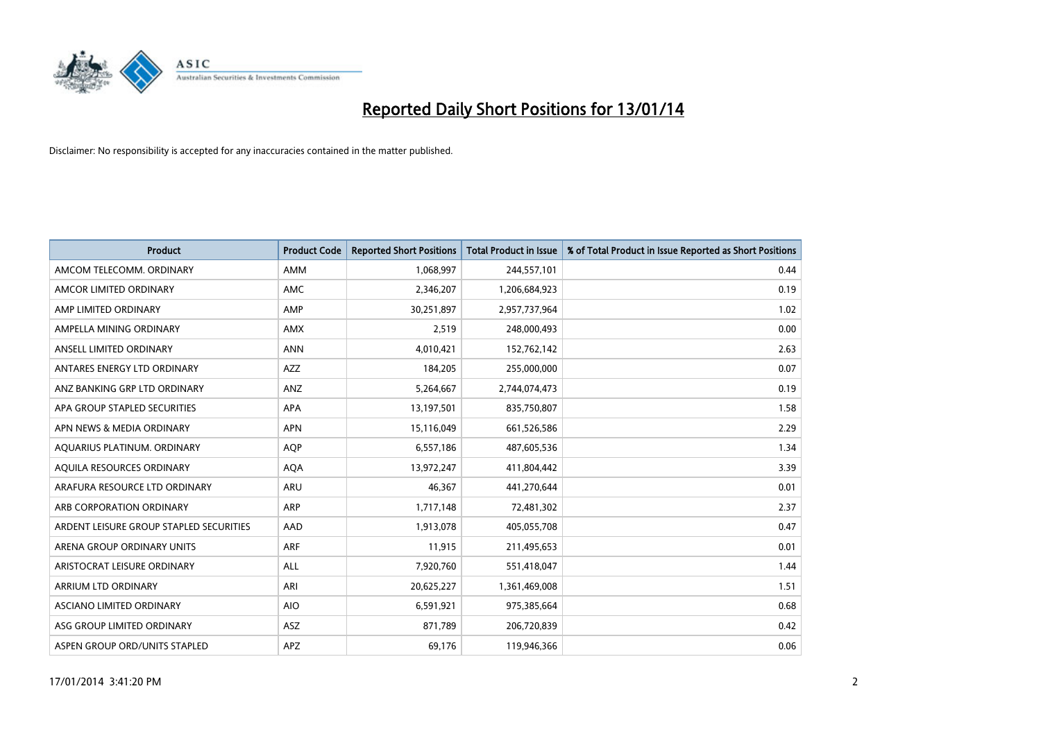# Reported Daily Short Positions for 13/01/14

Disclaimer: No responsibility is accepted for any inaccuracies contained in the matter published.

| Product | Product Code | Reported Short Positions | Total Product in Issue | % of Total Product in Issue Reported as Short Positions |
|---|---|---|---|---|
| AMCOM TELECOMM. ORDINARY | AMM | 1,068,997 | 244,557,101 | 0.44 |
| AMCOR LIMITED ORDINARY | AMC | 2,346,207 | 1,206,684,923 | 0.19 |
| AMP LIMITED ORDINARY | AMP | 30,251,897 | 2,957,737,964 | 1.02 |
| AMPELLA MINING ORDINARY | AMX | 2,519 | 248,000,493 | 0.00 |
| ANSELL LIMITED ORDINARY | ANN | 4,010,421 | 152,762,142 | 2.63 |
| ANTARES ENERGY LTD ORDINARY | AZZ | 184,205 | 255,000,000 | 0.07 |
| ANZ BANKING GRP LTD ORDINARY | ANZ | 5,264,667 | 2,744,074,473 | 0.19 |
| APA GROUP STAPLED SECURITIES | APA | 13,197,501 | 835,750,807 | 1.58 |
| APN NEWS & MEDIA ORDINARY | APN | 15,116,049 | 661,526,586 | 2.29 |
| AQUARIUS PLATINUM. ORDINARY | AQP | 6,557,186 | 487,605,536 | 1.34 |
| AQUILA RESOURCES ORDINARY | AQA | 13,972,247 | 411,804,442 | 3.39 |
| ARAFURA RESOURCE LTD ORDINARY | ARU | 46,367 | 441,270,644 | 0.01 |
| ARB CORPORATION ORDINARY | ARP | 1,717,148 | 72,481,302 | 2.37 |
| ARDENT LEISURE GROUP STAPLED SECURITIES | AAD | 1,913,078 | 405,055,708 | 0.47 |
| ARENA GROUP ORDINARY UNITS | ARF | 11,915 | 211,495,653 | 0.01 |
| ARISTOCRAT LEISURE ORDINARY | ALL | 7,920,760 | 551,418,047 | 1.44 |
| ARRIUM LTD ORDINARY | ARI | 20,625,227 | 1,361,469,008 | 1.51 |
| ASCIANO LIMITED ORDINARY | AIO | 6,591,921 | 975,385,664 | 0.68 |
| ASG GROUP LIMITED ORDINARY | ASZ | 871,789 | 206,720,839 | 0.42 |
| ASPEN GROUP ORD/UNITS STAPLED | APZ | 69,176 | 119,946,366 | 0.06 |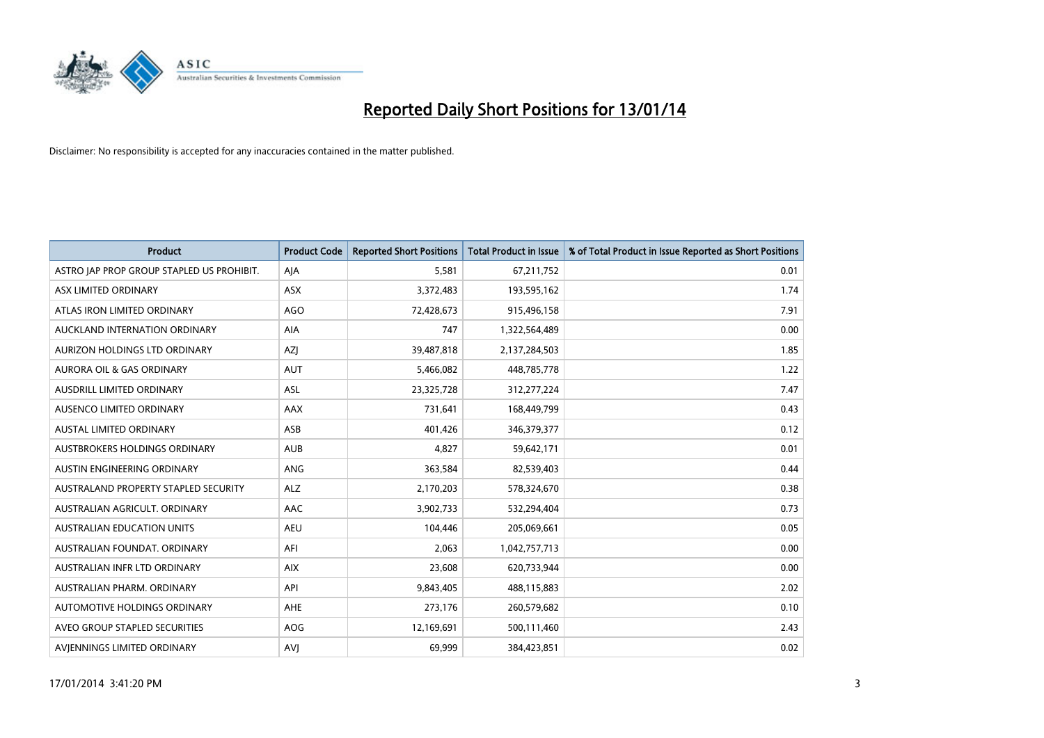# Reported Daily Short Positions for 13/01/14

Disclaimer: No responsibility is accepted for any inaccuracies contained in the matter published.

| Product | Product Code | Reported Short Positions | Total Product in Issue | % of Total Product in Issue Reported as Short Positions |
|---|---|---|---|---|
| ASTRO JAP PROP GROUP STAPLED US PROHIBIT. | AJA | 5,581 | 67,211,752 | 0.01 |
| ASX LIMITED ORDINARY | ASX | 3,372,483 | 193,595,162 | 1.74 |
| ATLAS IRON LIMITED ORDINARY | AGO | 72,428,673 | 915,496,158 | 7.91 |
| AUCKLAND INTERNATION ORDINARY | AIA | 747 | 1,322,564,489 | 0.00 |
| AURIZON HOLDINGS LTD ORDINARY | AZJ | 39,487,818 | 2,137,284,503 | 1.85 |
| AURORA OIL & GAS ORDINARY | AUT | 5,466,082 | 448,785,778 | 1.22 |
| AUSDRILL LIMITED ORDINARY | ASL | 23,325,728 | 312,277,224 | 7.47 |
| AUSENCO LIMITED ORDINARY | AAX | 731,641 | 168,449,799 | 0.43 |
| AUSTAL LIMITED ORDINARY | ASB | 401,426 | 346,379,377 | 0.12 |
| AUSTBROKERS HOLDINGS ORDINARY | AUB | 4,827 | 59,642,171 | 0.01 |
| AUSTIN ENGINEERING ORDINARY | ANG | 363,584 | 82,539,403 | 0.44 |
| AUSTRALAND PROPERTY STAPLED SECURITY | ALZ | 2,170,203 | 578,324,670 | 0.38 |
| AUSTRALIAN AGRICULT. ORDINARY | AAC | 3,902,733 | 532,294,404 | 0.73 |
| AUSTRALIAN EDUCATION UNITS | AEU | 104,446 | 205,069,661 | 0.05 |
| AUSTRALIAN FOUNDAT. ORDINARY | AFI | 2,063 | 1,042,757,713 | 0.00 |
| AUSTRALIAN INFR LTD ORDINARY | AIX | 23,608 | 620,733,944 | 0.00 |
| AUSTRALIAN PHARM. ORDINARY | API | 9,843,405 | 488,115,883 | 2.02 |
| AUTOMOTIVE HOLDINGS ORDINARY | AHE | 273,176 | 260,579,682 | 0.10 |
| AVEO GROUP STAPLED SECURITIES | AOG | 12,169,691 | 500,111,460 | 2.43 |
| AVJENNINGS LIMITED ORDINARY | AVJ | 69,999 | 384,423,851 | 0.02 |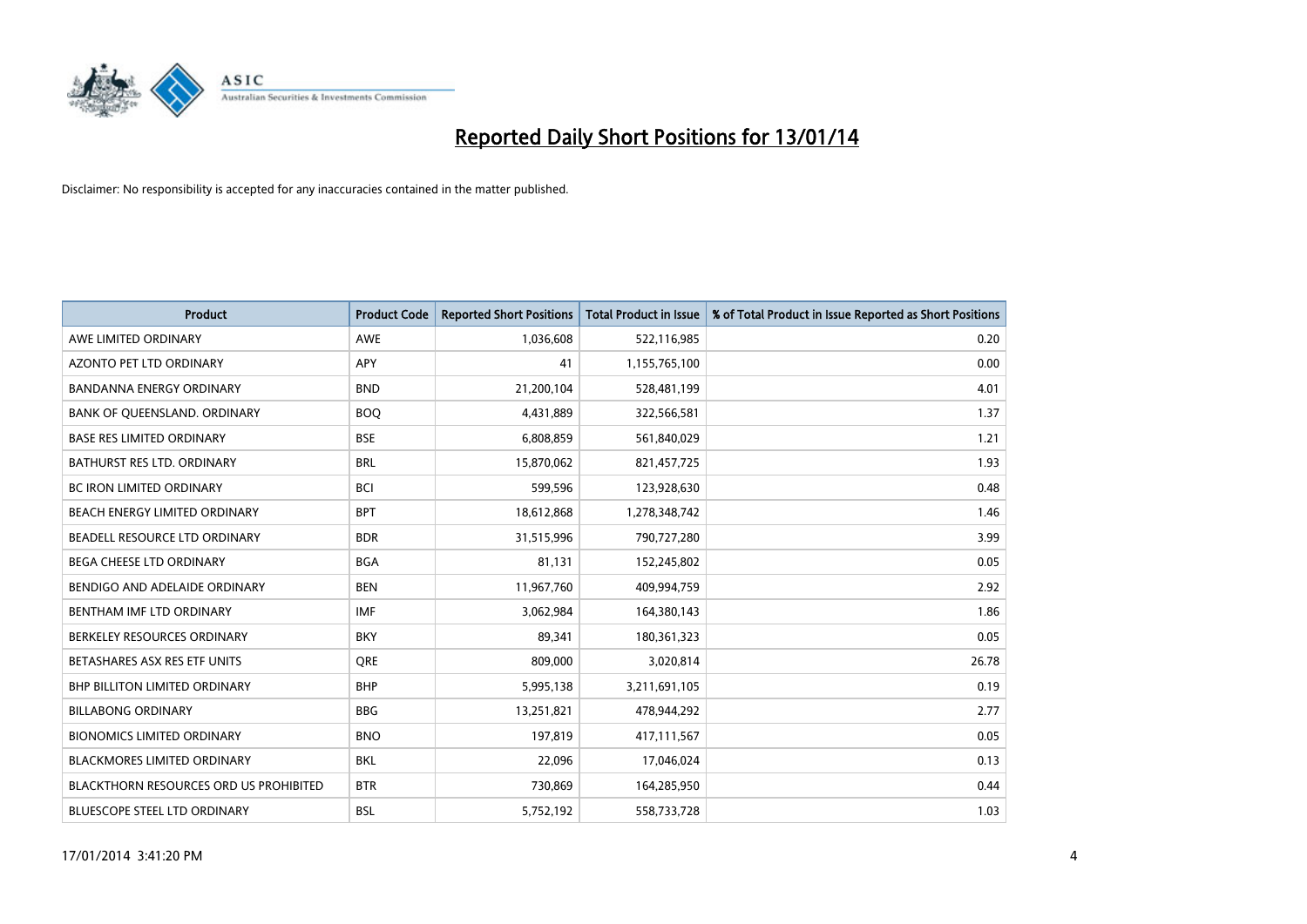# Reported Daily Short Positions for 13/01/14

Disclaimer: No responsibility is accepted for any inaccuracies contained in the matter published.

| Product | Product Code | Reported Short Positions | Total Product in Issue | % of Total Product in Issue Reported as Short Positions |
|---|---|---|---|---|
| AWE LIMITED ORDINARY | AWE | 1,036,608 | 522,116,985 | 0.20 |
| AZONTO PET LTD ORDINARY | APY | 41 | 1,155,765,100 | 0.00 |
| BANDANNA ENERGY ORDINARY | BND | 21,200,104 | 528,481,199 | 4.01 |
| BANK OF QUEENSLAND. ORDINARY | BOQ | 4,431,889 | 322,566,581 | 1.37 |
| BASE RES LIMITED ORDINARY | BSE | 6,808,859 | 561,840,029 | 1.21 |
| BATHURST RES LTD. ORDINARY | BRL | 15,870,062 | 821,457,725 | 1.93 |
| BC IRON LIMITED ORDINARY | BCI | 599,596 | 123,928,630 | 0.48 |
| BEACH ENERGY LIMITED ORDINARY | BPT | 18,612,868 | 1,278,348,742 | 1.46 |
| BEADELL RESOURCE LTD ORDINARY | BDR | 31,515,996 | 790,727,280 | 3.99 |
| BEGA CHEESE LTD ORDINARY | BGA | 81,131 | 152,245,802 | 0.05 |
| BENDIGO AND ADELAIDE ORDINARY | BEN | 11,967,760 | 409,994,759 | 2.92 |
| BENTHAM IMF LTD ORDINARY | IMF | 3,062,984 | 164,380,143 | 1.86 |
| BERKELEY RESOURCES ORDINARY | BKY | 89,341 | 180,361,323 | 0.05 |
| BETASHARES ASX RES ETF UNITS | QRE | 809,000 | 3,020,814 | 26.78 |
| BHP BILLITON LIMITED ORDINARY | BHP | 5,995,138 | 3,211,691,105 | 0.19 |
| BILLABONG ORDINARY | BBG | 13,251,821 | 478,944,292 | 2.77 |
| BIONOMICS LIMITED ORDINARY | BNO | 197,819 | 417,111,567 | 0.05 |
| BLACKMORES LIMITED ORDINARY | BKL | 22,096 | 17,046,024 | 0.13 |
| BLACKTHORN RESOURCES ORD US PROHIBITED | BTR | 730,869 | 164,285,950 | 0.44 |
| BLUESCOPE STEEL LTD ORDINARY | BSL | 5,752,192 | 558,733,728 | 1.03 |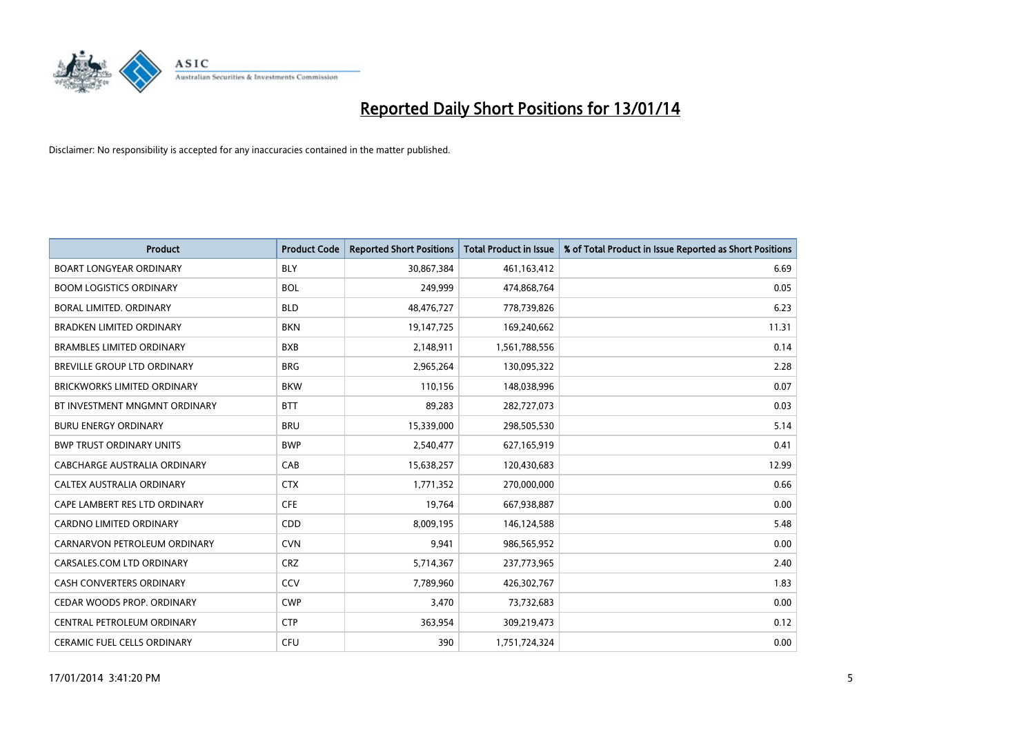# Reported Daily Short Positions for 13/01/14

Disclaimer: No responsibility is accepted for any inaccuracies contained in the matter published.

| Product | Product Code | Reported Short Positions | Total Product in Issue | % of Total Product in Issue Reported as Short Positions |
|---|---|---|---|---|
| BOART LONGYEAR ORDINARY | BLY | 30,867,384 | 461,163,412 | 6.69 |
| BOOM LOGISTICS ORDINARY | BOL | 249,999 | 474,868,764 | 0.05 |
| BORAL LIMITED. ORDINARY | BLD | 48,476,727 | 778,739,826 | 6.23 |
| BRADKEN LIMITED ORDINARY | BKN | 19,147,725 | 169,240,662 | 11.31 |
| BRAMBLES LIMITED ORDINARY | BXB | 2,148,911 | 1,561,788,556 | 0.14 |
| BREVILLE GROUP LTD ORDINARY | BRG | 2,965,264 | 130,095,322 | 2.28 |
| BRICKWORKS LIMITED ORDINARY | BKW | 110,156 | 148,038,996 | 0.07 |
| BT INVESTMENT MNGMNT ORDINARY | BTT | 89,283 | 282,727,073 | 0.03 |
| BURU ENERGY ORDINARY | BRU | 15,339,000 | 298,505,530 | 5.14 |
| BWP TRUST ORDINARY UNITS | BWP | 2,540,477 | 627,165,919 | 0.41 |
| CABCHARGE AUSTRALIA ORDINARY | CAB | 15,638,257 | 120,430,683 | 12.99 |
| CALTEX AUSTRALIA ORDINARY | CTX | 1,771,352 | 270,000,000 | 0.66 |
| CAPE LAMBERT RES LTD ORDINARY | CFE | 19,764 | 667,938,887 | 0.00 |
| CARDNO LIMITED ORDINARY | CDD | 8,009,195 | 146,124,588 | 5.48 |
| CARNARVON PETROLEUM ORDINARY | CVN | 9,941 | 986,565,952 | 0.00 |
| CARSALES.COM LTD ORDINARY | CRZ | 5,714,367 | 237,773,965 | 2.40 |
| CASH CONVERTERS ORDINARY | CCV | 7,789,960 | 426,302,767 | 1.83 |
| CEDAR WOODS PROP. ORDINARY | CWP | 3,470 | 73,732,683 | 0.00 |
| CENTRAL PETROLEUM ORDINARY | CTP | 363,954 | 309,219,473 | 0.12 |
| CERAMIC FUEL CELLS ORDINARY | CFU | 390 | 1,751,724,324 | 0.00 |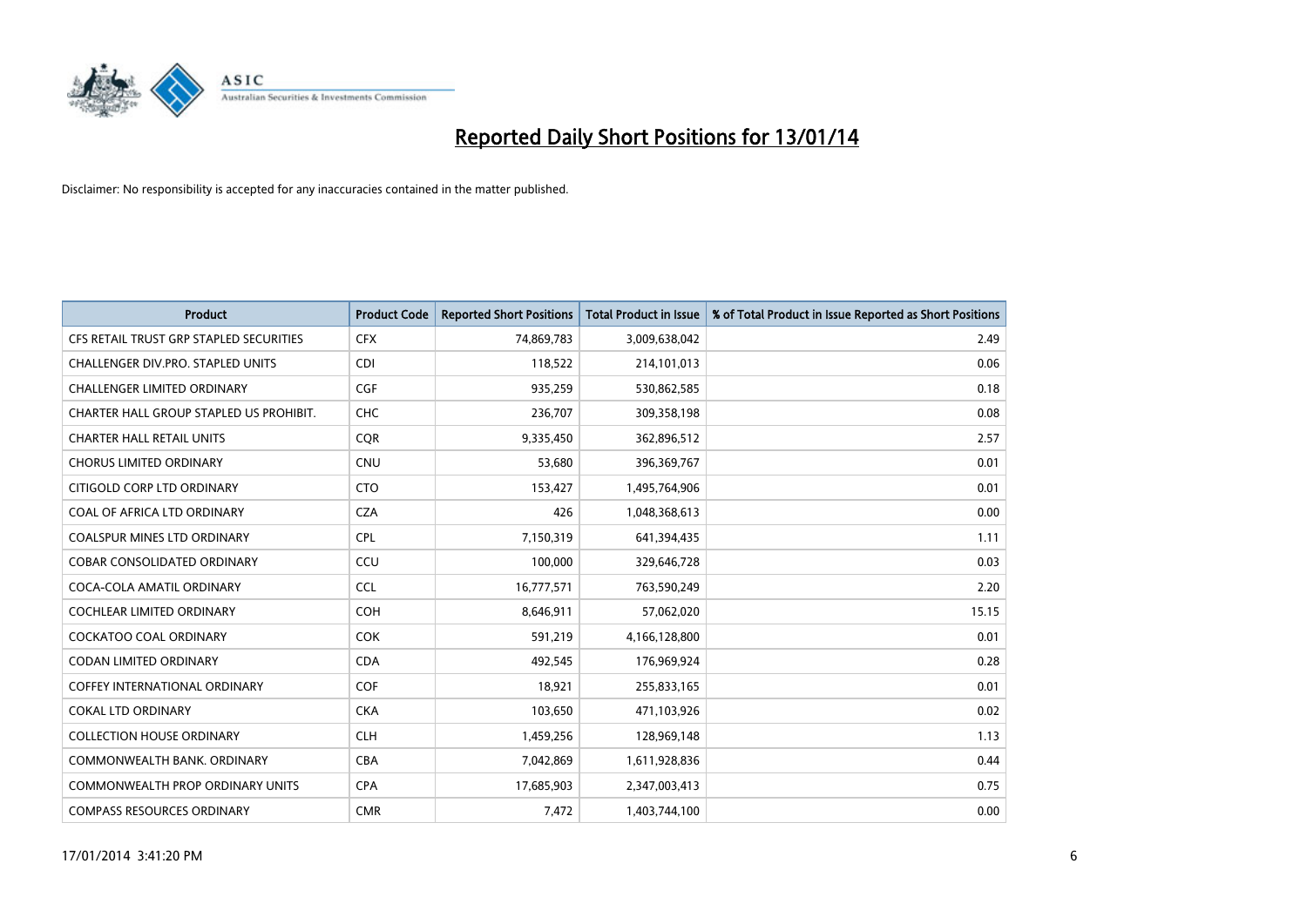# Reported Daily Short Positions for 13/01/14

Disclaimer: No responsibility is accepted for any inaccuracies contained in the matter published.

| Product | Product Code | Reported Short Positions | Total Product in Issue | % of Total Product in Issue Reported as Short Positions |
|---|---|---|---|---|
| CFS RETAIL TRUST GRP STAPLED SECURITIES | CFX | 74,869,783 | 3,009,638,042 | 2.49 |
| CHALLENGER DIV.PRO. STAPLED UNITS | CDI | 118,522 | 214,101,013 | 0.06 |
| CHALLENGER LIMITED ORDINARY | CGF | 935,259 | 530,862,585 | 0.18 |
| CHARTER HALL GROUP STAPLED US PROHIBIT. | CHC | 236,707 | 309,358,198 | 0.08 |
| CHARTER HALL RETAIL UNITS | CQR | 9,335,450 | 362,896,512 | 2.57 |
| CHORUS LIMITED ORDINARY | CNU | 53,680 | 396,369,767 | 0.01 |
| CITIGOLD CORP LTD ORDINARY | CTO | 153,427 | 1,495,764,906 | 0.01 |
| COAL OF AFRICA LTD ORDINARY | CZA | 426 | 1,048,368,613 | 0.00 |
| COALSPUR MINES LTD ORDINARY | CPL | 7,150,319 | 641,394,435 | 1.11 |
| COBAR CONSOLIDATED ORDINARY | CCU | 100,000 | 329,646,728 | 0.03 |
| COCA-COLA AMATIL ORDINARY | CCL | 16,777,571 | 763,590,249 | 2.20 |
| COCHLEAR LIMITED ORDINARY | COH | 8,646,911 | 57,062,020 | 15.15 |
| COCKATOO COAL ORDINARY | COK | 591,219 | 4,166,128,800 | 0.01 |
| CODAN LIMITED ORDINARY | CDA | 492,545 | 176,969,924 | 0.28 |
| COFFEY INTERNATIONAL ORDINARY | COF | 18,921 | 255,833,165 | 0.01 |
| COKAL LTD ORDINARY | CKA | 103,650 | 471,103,926 | 0.02 |
| COLLECTION HOUSE ORDINARY | CLH | 1,459,256 | 128,969,148 | 1.13 |
| COMMONWEALTH BANK. ORDINARY | CBA | 7,042,869 | 1,611,928,836 | 0.44 |
| COMMONWEALTH PROP ORDINARY UNITS | CPA | 17,685,903 | 2,347,003,413 | 0.75 |
| COMPASS RESOURCES ORDINARY | CMR | 7,472 | 1,403,744,100 | 0.00 |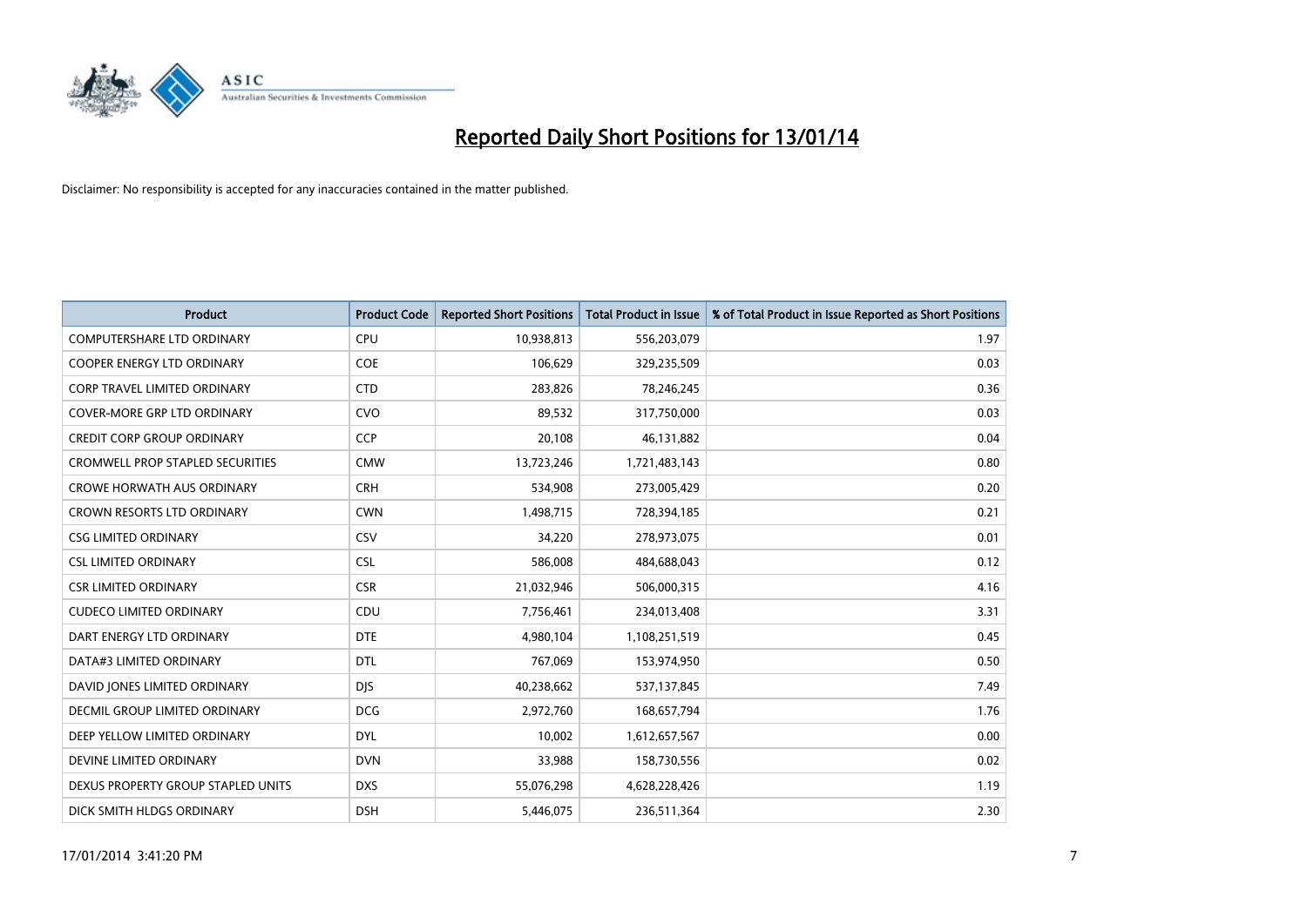# Reported Daily Short Positions for 13/01/14

Disclaimer: No responsibility is accepted for any inaccuracies contained in the matter published.

| Product | Product Code | Reported Short Positions | Total Product in Issue | % of Total Product in Issue Reported as Short Positions |
|---|---|---|---|---|
| COMPUTERSHARE LTD ORDINARY | CPU | 10,938,813 | 556,203,079 | 1.97 |
| COOPER ENERGY LTD ORDINARY | COE | 106,629 | 329,235,509 | 0.03 |
| CORP TRAVEL LIMITED ORDINARY | CTD | 283,826 | 78,246,245 | 0.36 |
| COVER-MORE GRP LTD ORDINARY | CVO | 89,532 | 317,750,000 | 0.03 |
| CREDIT CORP GROUP ORDINARY | CCP | 20,108 | 46,131,882 | 0.04 |
| CROMWELL PROP STAPLED SECURITIES | CMW | 13,723,246 | 1,721,483,143 | 0.80 |
| CROWE HORWATH AUS ORDINARY | CRH | 534,908 | 273,005,429 | 0.20 |
| CROWN RESORTS LTD ORDINARY | CWN | 1,498,715 | 728,394,185 | 0.21 |
| CSG LIMITED ORDINARY | CSV | 34,220 | 278,973,075 | 0.01 |
| CSL LIMITED ORDINARY | CSL | 586,008 | 484,688,043 | 0.12 |
| CSR LIMITED ORDINARY | CSR | 21,032,946 | 506,000,315 | 4.16 |
| CUDECO LIMITED ORDINARY | CDU | 7,756,461 | 234,013,408 | 3.31 |
| DART ENERGY LTD ORDINARY | DTE | 4,980,104 | 1,108,251,519 | 0.45 |
| DATA#3 LIMITED ORDINARY | DTL | 767,069 | 153,974,950 | 0.50 |
| DAVID JONES LIMITED ORDINARY | DJS | 40,238,662 | 537,137,845 | 7.49 |
| DECMIL GROUP LIMITED ORDINARY | DCG | 2,972,760 | 168,657,794 | 1.76 |
| DEEP YELLOW LIMITED ORDINARY | DYL | 10,002 | 1,612,657,567 | 0.00 |
| DEVINE LIMITED ORDINARY | DVN | 33,988 | 158,730,556 | 0.02 |
| DEXUS PROPERTY GROUP STAPLED UNITS | DXS | 55,076,298 | 4,628,228,426 | 1.19 |
| DICK SMITH HLDGS ORDINARY | DSH | 5,446,075 | 236,511,364 | 2.30 |

17/01/2014 3:41:20 PM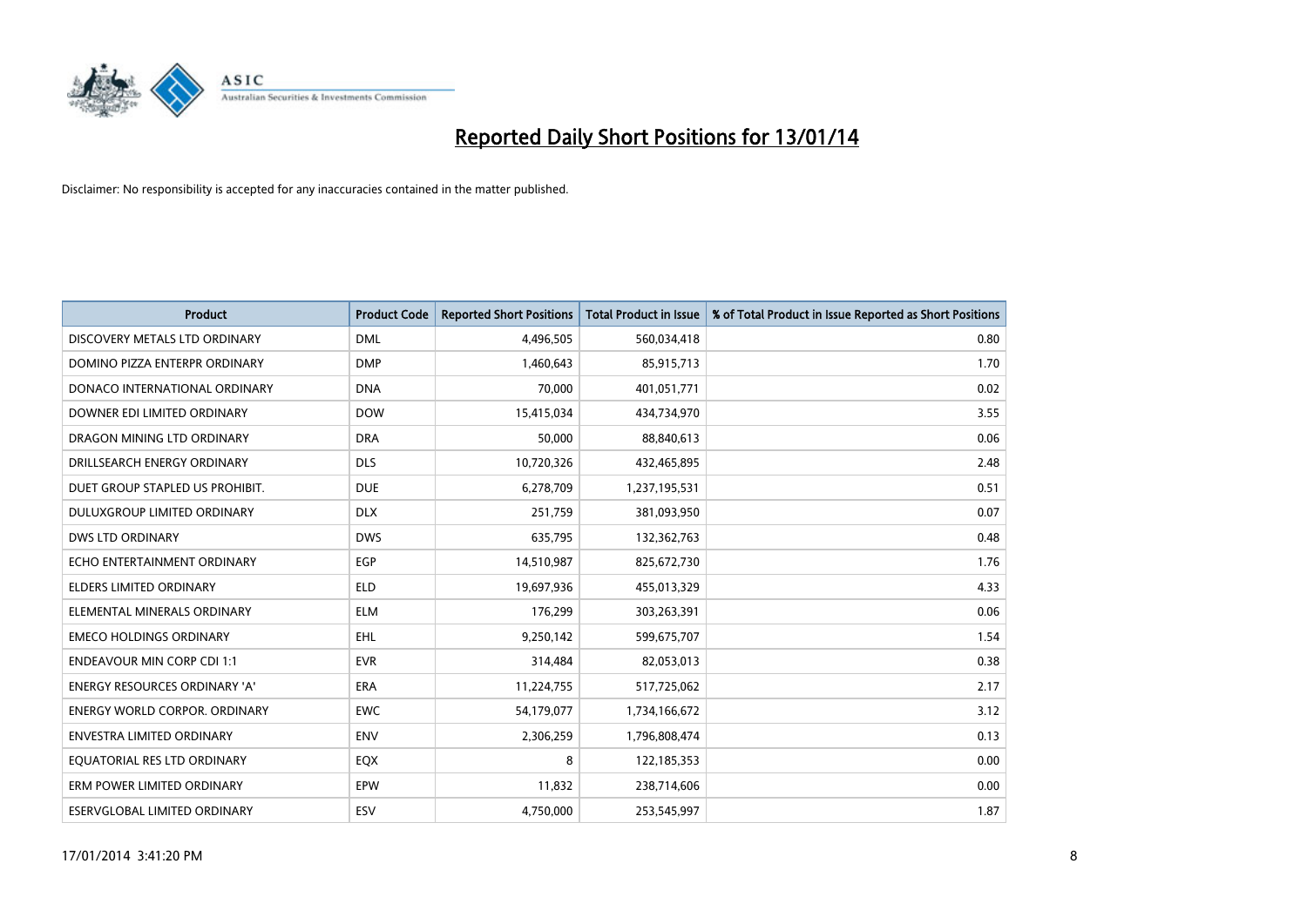# Reported Daily Short Positions for 13/01/14

Disclaimer: No responsibility is accepted for any inaccuracies contained in the matter published.

| Product | Product Code | Reported Short Positions | Total Product in Issue | % of Total Product in Issue Reported as Short Positions |
|---|---|---|---|---|
| DISCOVERY METALS LTD ORDINARY | DML | 4,496,505 | 560,034,418 | 0.80 |
| DOMINO PIZZA ENTERPR ORDINARY | DMP | 1,460,643 | 85,915,713 | 1.70 |
| DONACO INTERNATIONAL ORDINARY | DNA | 70,000 | 401,051,771 | 0.02 |
| DOWNER EDI LIMITED ORDINARY | DOW | 15,415,034 | 434,734,970 | 3.55 |
| DRAGON MINING LTD ORDINARY | DRA | 50,000 | 88,840,613 | 0.06 |
| DRILLSEARCH ENERGY ORDINARY | DLS | 10,720,326 | 432,465,895 | 2.48 |
| DUET GROUP STAPLED US PROHIBIT. | DUE | 6,278,709 | 1,237,195,531 | 0.51 |
| DULUXGROUP LIMITED ORDINARY | DLX | 251,759 | 381,093,950 | 0.07 |
| DWS LTD ORDINARY | DWS | 635,795 | 132,362,763 | 0.48 |
| ECHO ENTERTAINMENT ORDINARY | EGP | 14,510,987 | 825,672,730 | 1.76 |
| ELDERS LIMITED ORDINARY | ELD | 19,697,936 | 455,013,329 | 4.33 |
| ELEMENTAL MINERALS ORDINARY | ELM | 176,299 | 303,263,391 | 0.06 |
| EMECO HOLDINGS ORDINARY | EHL | 9,250,142 | 599,675,707 | 1.54 |
| ENDEAVOUR MIN CORP CDI 1:1 | EVR | 314,484 | 82,053,013 | 0.38 |
| ENERGY RESOURCES ORDINARY 'A' | ERA | 11,224,755 | 517,725,062 | 2.17 |
| ENERGY WORLD CORPOR. ORDINARY | EWC | 54,179,077 | 1,734,166,672 | 3.12 |
| ENVESTRA LIMITED ORDINARY | ENV | 2,306,259 | 1,796,808,474 | 0.13 |
| EQUATORIAL RES LTD ORDINARY | EQX | 8 | 122,185,353 | 0.00 |
| ERM POWER LIMITED ORDINARY | EPW | 11,832 | 238,714,606 | 0.00 |
| ESERVGLOBAL LIMITED ORDINARY | ESV | 4,750,000 | 253,545,997 | 1.87 |

17/01/2014 3:41:20 PM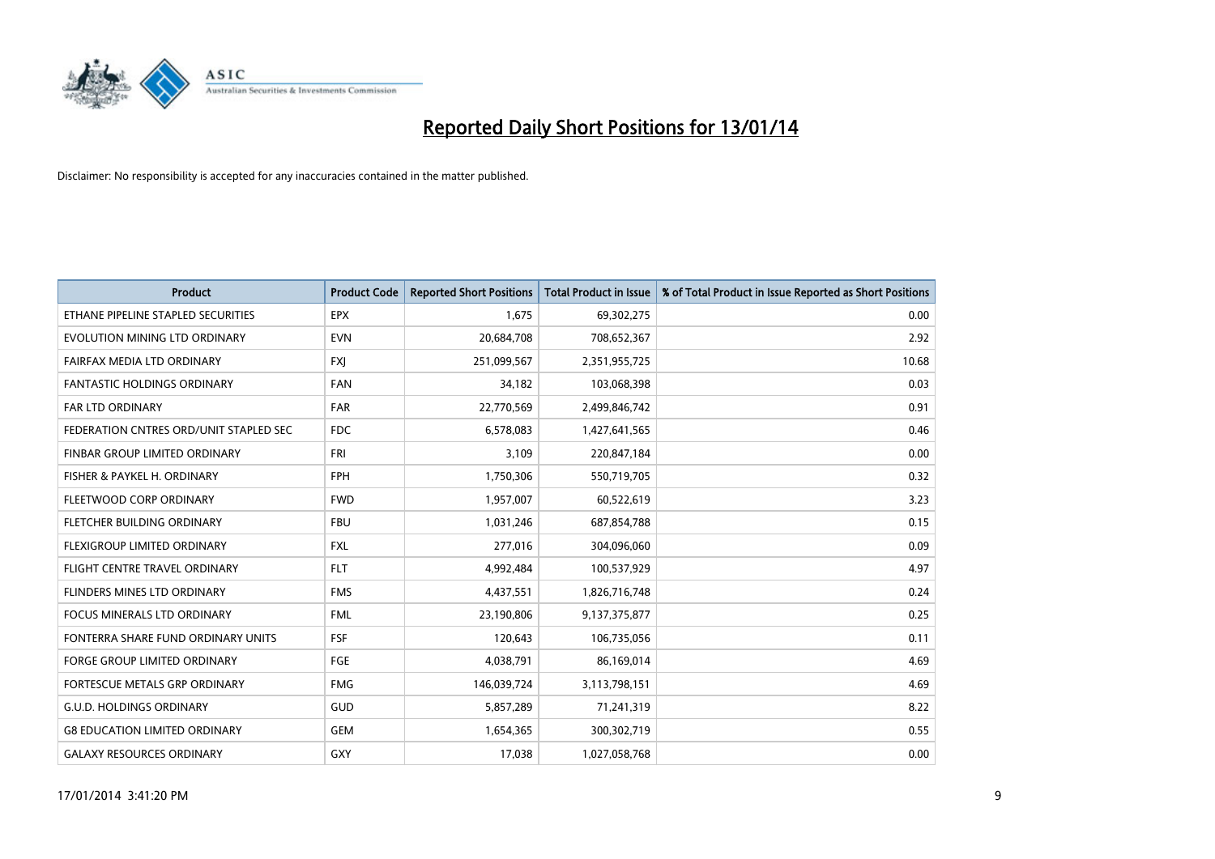# Reported Daily Short Positions for 13/01/14

Disclaimer: No responsibility is accepted for any inaccuracies contained in the matter published.

| Product | Product Code | Reported Short Positions | Total Product in Issue | % of Total Product in Issue Reported as Short Positions |
|---|---|---|---|---|
| ETHANE PIPELINE STAPLED SECURITIES | EPX | 1,675 | 69,302,275 | 0.00 |
| EVOLUTION MINING LTD ORDINARY | EVN | 20,684,708 | 708,652,367 | 2.92 |
| FAIRFAX MEDIA LTD ORDINARY | FXJ | 251,099,567 | 2,351,955,725 | 10.68 |
| FANTASTIC HOLDINGS ORDINARY | FAN | 34,182 | 103,068,398 | 0.03 |
| FAR LTD ORDINARY | FAR | 22,770,569 | 2,499,846,742 | 0.91 |
| FEDERATION CNTRES ORD/UNIT STAPLED SEC | FDC | 6,578,083 | 1,427,641,565 | 0.46 |
| FINBAR GROUP LIMITED ORDINARY | FRI | 3,109 | 220,847,184 | 0.00 |
| FISHER & PAYKEL H. ORDINARY | FPH | 1,750,306 | 550,719,705 | 0.32 |
| FLEETWOOD CORP ORDINARY | FWD | 1,957,007 | 60,522,619 | 3.23 |
| FLETCHER BUILDING ORDINARY | FBU | 1,031,246 | 687,854,788 | 0.15 |
| FLEXIGROUP LIMITED ORDINARY | FXL | 277,016 | 304,096,060 | 0.09 |
| FLIGHT CENTRE TRAVEL ORDINARY | FLT | 4,992,484 | 100,537,929 | 4.97 |
| FLINDERS MINES LTD ORDINARY | FMS | 4,437,551 | 1,826,716,748 | 0.24 |
| FOCUS MINERALS LTD ORDINARY | FML | 23,190,806 | 9,137,375,877 | 0.25 |
| FONTERRA SHARE FUND ORDINARY UNITS | FSF | 120,643 | 106,735,056 | 0.11 |
| FORGE GROUP LIMITED ORDINARY | FGE | 4,038,791 | 86,169,014 | 4.69 |
| FORTESCUE METALS GRP ORDINARY | FMG | 146,039,724 | 3,113,798,151 | 4.69 |
| G.U.D. HOLDINGS ORDINARY | GUD | 5,857,289 | 71,241,319 | 8.22 |
| G8 EDUCATION LIMITED ORDINARY | GEM | 1,654,365 | 300,302,719 | 0.55 |
| GALAXY RESOURCES ORDINARY | GXY | 17,038 | 1,027,058,768 | 0.00 |

17/01/2014 3:41:20 PM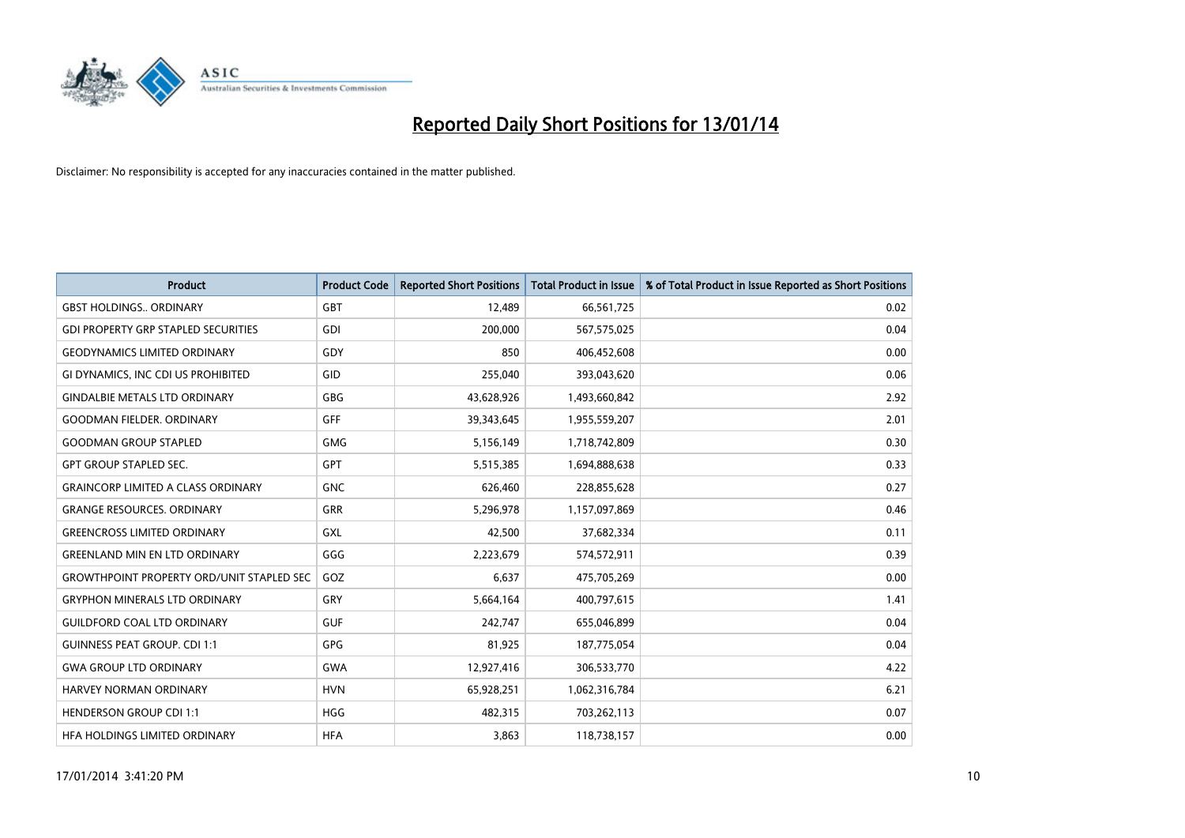# Reported Daily Short Positions for 13/01/14

Disclaimer: No responsibility is accepted for any inaccuracies contained in the matter published.

| Product | Product Code | Reported Short Positions | Total Product in Issue | % of Total Product in Issue Reported as Short Positions |
|---|---|---|---|---|
| GBST HOLDINGS.. ORDINARY | GBT | 12,489 | 66,561,725 | 0.02 |
| GDI PROPERTY GRP STAPLED SECURITIES | GDI | 200,000 | 567,575,025 | 0.04 |
| GEODYNAMICS LIMITED ORDINARY | GDY | 850 | 406,452,608 | 0.00 |
| GI DYNAMICS, INC CDI US PROHIBITED | GID | 255,040 | 393,043,620 | 0.06 |
| GINDALBIE METALS LTD ORDINARY | GBG | 43,628,926 | 1,493,660,842 | 2.92 |
| GOODMAN FIELDER. ORDINARY | GFF | 39,343,645 | 1,955,559,207 | 2.01 |
| GOODMAN GROUP STAPLED | GMG | 5,156,149 | 1,718,742,809 | 0.30 |
| GPT GROUP STAPLED SEC. | GPT | 5,515,385 | 1,694,888,638 | 0.33 |
| GRAINCORP LIMITED A CLASS ORDINARY | GNC | 626,460 | 228,855,628 | 0.27 |
| GRANGE RESOURCES. ORDINARY | GRR | 5,296,978 | 1,157,097,869 | 0.46 |
| GREENCROSS LIMITED ORDINARY | GXL | 42,500 | 37,682,334 | 0.11 |
| GREENLAND MIN EN LTD ORDINARY | GGG | 2,223,679 | 574,572,911 | 0.39 |
| GROWTHPOINT PROPERTY ORD/UNIT STAPLED SEC | GOZ | 6,637 | 475,705,269 | 0.00 |
| GRYPHON MINERALS LTD ORDINARY | GRY | 5,664,164 | 400,797,615 | 1.41 |
| GUILDFORD COAL LTD ORDINARY | GUF | 242,747 | 655,046,899 | 0.04 |
| GUINNESS PEAT GROUP. CDI 1:1 | GPG | 81,925 | 187,775,054 | 0.04 |
| GWA GROUP LTD ORDINARY | GWA | 12,927,416 | 306,533,770 | 4.22 |
| HARVEY NORMAN ORDINARY | HVN | 65,928,251 | 1,062,316,784 | 6.21 |
| HENDERSON GROUP CDI 1:1 | HGG | 482,315 | 703,262,113 | 0.07 |
| HFA HOLDINGS LIMITED ORDINARY | HFA | 3,863 | 118,738,157 | 0.00 |

17/01/2014 3:41:20 PM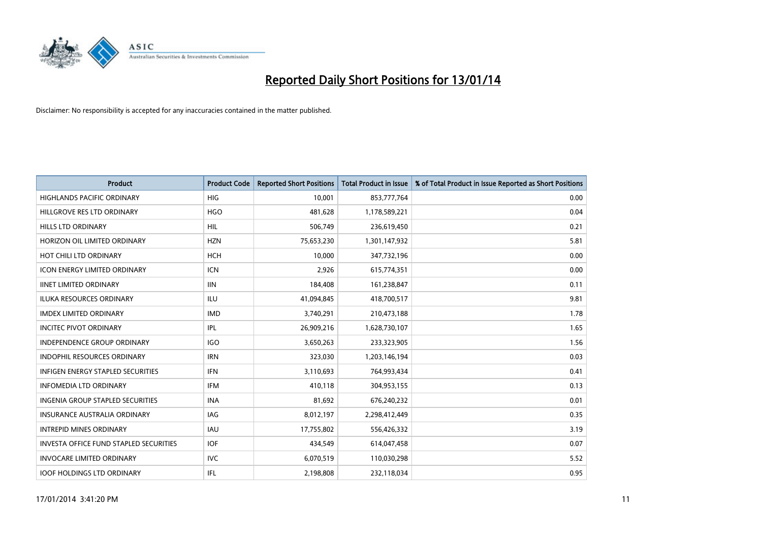# Reported Daily Short Positions for 13/01/14

Disclaimer: No responsibility is accepted for any inaccuracies contained in the matter published.

| Product | Product Code | Reported Short Positions | Total Product in Issue | % of Total Product in Issue Reported as Short Positions |
|---|---|---|---|---|
| HIGHLANDS PACIFIC ORDINARY | HIG | 10,001 | 853,777,764 | 0.00 |
| HILLGROVE RES LTD ORDINARY | HGO | 481,628 | 1,178,589,221 | 0.04 |
| HILLS LTD ORDINARY | HIL | 506,749 | 236,619,450 | 0.21 |
| HORIZON OIL LIMITED ORDINARY | HZN | 75,653,230 | 1,301,147,932 | 5.81 |
| HOT CHILI LTD ORDINARY | HCH | 10,000 | 347,732,196 | 0.00 |
| ICON ENERGY LIMITED ORDINARY | ICN | 2,926 | 615,774,351 | 0.00 |
| IINET LIMITED ORDINARY | IIN | 184,408 | 161,238,847 | 0.11 |
| ILUKA RESOURCES ORDINARY | ILU | 41,094,845 | 418,700,517 | 9.81 |
| IMDEX LIMITED ORDINARY | IMD | 3,740,291 | 210,473,188 | 1.78 |
| INCITEC PIVOT ORDINARY | IPL | 26,909,216 | 1,628,730,107 | 1.65 |
| INDEPENDENCE GROUP ORDINARY | IGO | 3,650,263 | 233,323,905 | 1.56 |
| INDOPHIL RESOURCES ORDINARY | IRN | 323,030 | 1,203,146,194 | 0.03 |
| INFIGEN ENERGY STAPLED SECURITIES | IFN | 3,110,693 | 764,993,434 | 0.41 |
| INFOMEDIA LTD ORDINARY | IFM | 410,118 | 304,953,155 | 0.13 |
| INGENIA GROUP STAPLED SECURITIES | INA | 81,692 | 676,240,232 | 0.01 |
| INSURANCE AUSTRALIA ORDINARY | IAG | 8,012,197 | 2,298,412,449 | 0.35 |
| INTREPID MINES ORDINARY | IAU | 17,755,802 | 556,426,332 | 3.19 |
| INVESTA OFFICE FUND STAPLED SECURITIES | IOF | 434,549 | 614,047,458 | 0.07 |
| INVOCARE LIMITED ORDINARY | IVC | 6,070,519 | 110,030,298 | 5.52 |
| IOOF HOLDINGS LTD ORDINARY | IFL | 2,198,808 | 232,118,034 | 0.95 |

17/01/2014 3:41:20 PM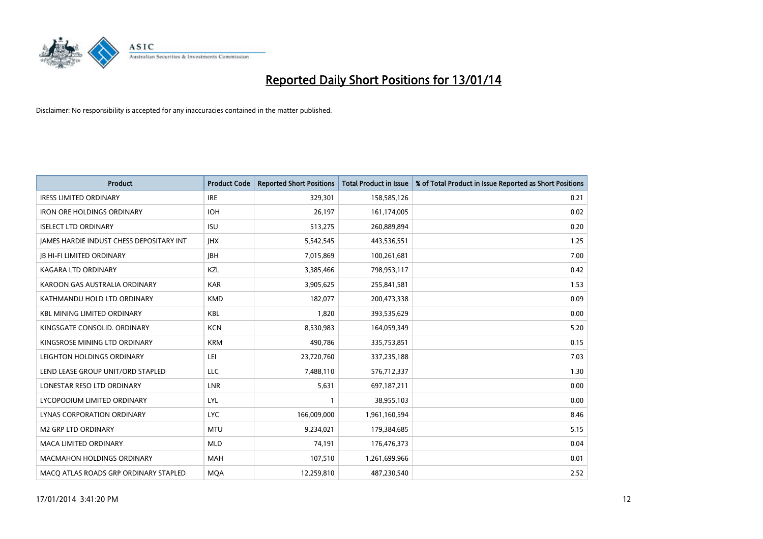# Reported Daily Short Positions for 13/01/14

Disclaimer: No responsibility is accepted for any inaccuracies contained in the matter published.

| Product | Product Code | Reported Short Positions | Total Product in Issue | % of Total Product in Issue Reported as Short Positions |
|---|---|---|---|---|
| IRESS LIMITED ORDINARY | IRE | 329,301 | 158,585,126 | 0.21 |
| IRON ORE HOLDINGS ORDINARY | IOH | 26,197 | 161,174,005 | 0.02 |
| ISELECT LTD ORDINARY | ISU | 513,275 | 260,889,894 | 0.20 |
| JAMES HARDIE INDUST CHESS DEPOSITARY INT | JHX | 5,542,545 | 443,536,551 | 1.25 |
| JB HI-FI LIMITED ORDINARY | JBH | 7,015,869 | 100,261,681 | 7.00 |
| KAGARA LTD ORDINARY | KZL | 3,385,466 | 798,953,117 | 0.42 |
| KAROON GAS AUSTRALIA ORDINARY | KAR | 3,905,625 | 255,841,581 | 1.53 |
| KATHMANDU HOLD LTD ORDINARY | KMD | 182,077 | 200,473,338 | 0.09 |
| KBL MINING LIMITED ORDINARY | KBL | 1,820 | 393,535,629 | 0.00 |
| KINGSGATE CONSOLID. ORDINARY | KCN | 8,530,983 | 164,059,349 | 5.20 |
| KINGSROSE MINING LTD ORDINARY | KRM | 490,786 | 335,753,851 | 0.15 |
| LEIGHTON HOLDINGS ORDINARY | LEI | 23,720,760 | 337,235,188 | 7.03 |
| LEND LEASE GROUP UNIT/ORD STAPLED | LLC | 7,488,110 | 576,712,337 | 1.30 |
| LONESTAR RESO LTD ORDINARY | LNR | 5,631 | 697,187,211 | 0.00 |
| LYCOPODIUM LIMITED ORDINARY | LYL | 1 | 38,955,103 | 0.00 |
| LYNAS CORPORATION ORDINARY | LYC | 166,009,000 | 1,961,160,594 | 8.46 |
| M2 GRP LTD ORDINARY | MTU | 9,234,021 | 179,384,685 | 5.15 |
| MACA LIMITED ORDINARY | MLD | 74,191 | 176,476,373 | 0.04 |
| MACMAHON HOLDINGS ORDINARY | MAH | 107,510 | 1,261,699,966 | 0.01 |
| MACQ ATLAS ROADS GRP ORDINARY STAPLED | MQA | 12,259,810 | 487,230,540 | 2.52 |

17/01/2014 3:41:20 PM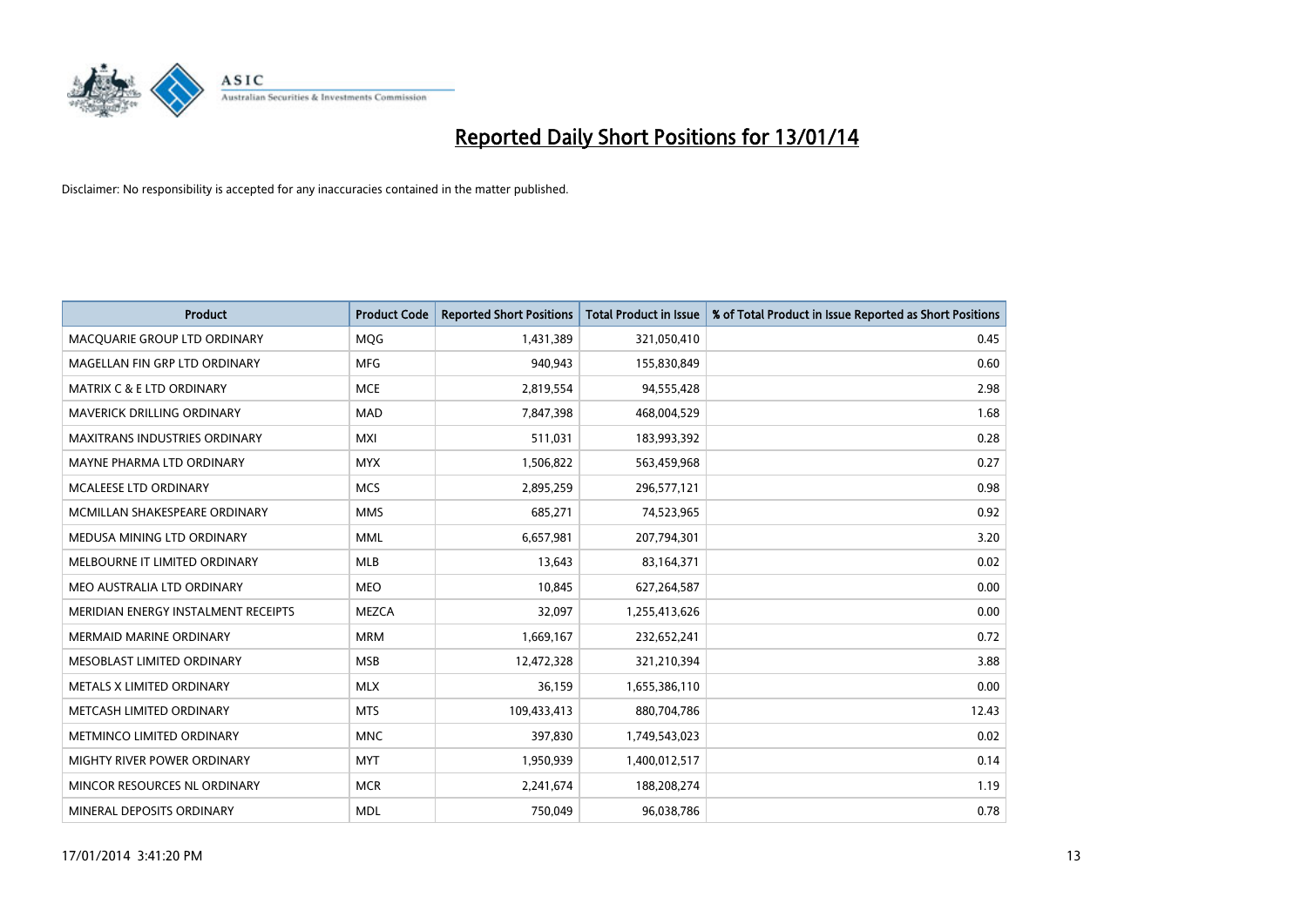# Reported Daily Short Positions for 13/01/14

Disclaimer: No responsibility is accepted for any inaccuracies contained in the matter published.

| Product | Product Code | Reported Short Positions | Total Product in Issue | % of Total Product in Issue Reported as Short Positions |
|---|---|---|---|---|
| MACQUARIE GROUP LTD ORDINARY | MQG | 1,431,389 | 321,050,410 | 0.45 |
| MAGELLAN FIN GRP LTD ORDINARY | MFG | 940,943 | 155,830,849 | 0.60 |
| MATRIX C & E LTD ORDINARY | MCE | 2,819,554 | 94,555,428 | 2.98 |
| MAVERICK DRILLING ORDINARY | MAD | 7,847,398 | 468,004,529 | 1.68 |
| MAXITRANS INDUSTRIES ORDINARY | MXI | 511,031 | 183,993,392 | 0.28 |
| MAYNE PHARMA LTD ORDINARY | MYX | 1,506,822 | 563,459,968 | 0.27 |
| MCALEESE LTD ORDINARY | MCS | 2,895,259 | 296,577,121 | 0.98 |
| MCMILLAN SHAKESPEARE ORDINARY | MMS | 685,271 | 74,523,965 | 0.92 |
| MEDUSA MINING LTD ORDINARY | MML | 6,657,981 | 207,794,301 | 3.20 |
| MELBOURNE IT LIMITED ORDINARY | MLB | 13,643 | 83,164,371 | 0.02 |
| MEO AUSTRALIA LTD ORDINARY | MEO | 10,845 | 627,264,587 | 0.00 |
| MERIDIAN ENERGY INSTALMENT RECEIPTS | MEZCA | 32,097 | 1,255,413,626 | 0.00 |
| MERMAID MARINE ORDINARY | MRM | 1,669,167 | 232,652,241 | 0.72 |
| MESOBLAST LIMITED ORDINARY | MSB | 12,472,328 | 321,210,394 | 3.88 |
| METALS X LIMITED ORDINARY | MLX | 36,159 | 1,655,386,110 | 0.00 |
| METCASH LIMITED ORDINARY | MTS | 109,433,413 | 880,704,786 | 12.43 |
| METMINCO LIMITED ORDINARY | MNC | 397,830 | 1,749,543,023 | 0.02 |
| MIGHTY RIVER POWER ORDINARY | MYT | 1,950,939 | 1,400,012,517 | 0.14 |
| MINCOR RESOURCES NL ORDINARY | MCR | 2,241,674 | 188,208,274 | 1.19 |
| MINERAL DEPOSITS ORDINARY | MDL | 750,049 | 96,038,786 | 0.78 |

17/01/2014 3:41:20 PM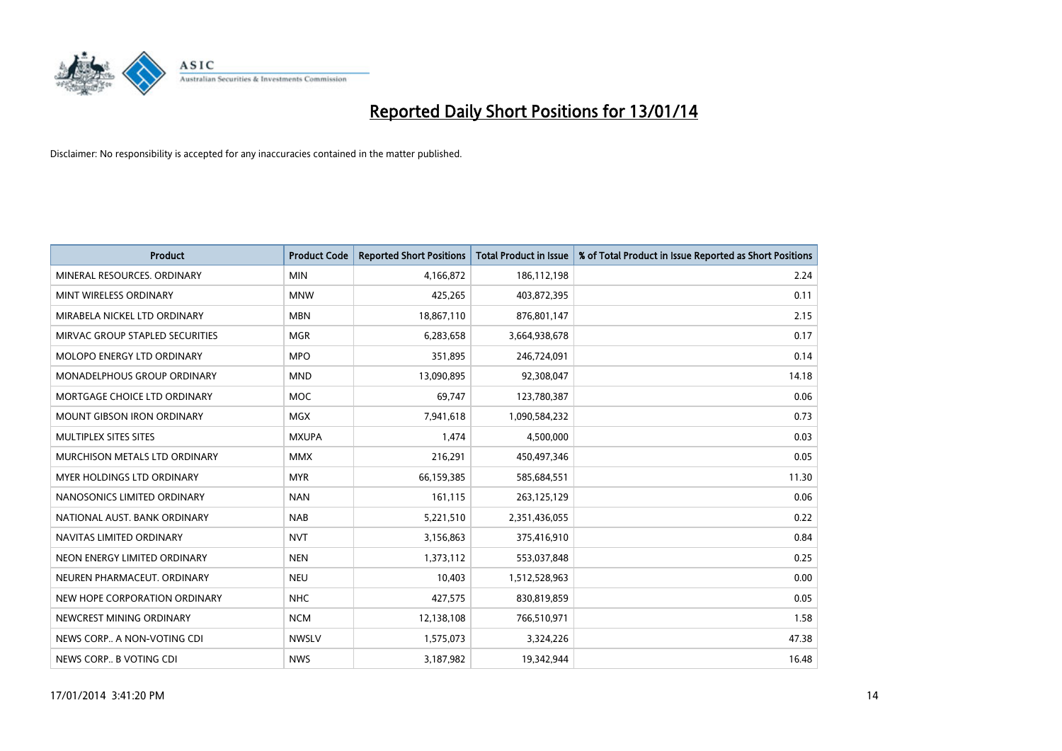# Reported Daily Short Positions for 13/01/14

Disclaimer: No responsibility is accepted for any inaccuracies contained in the matter published.

| Product | Product Code | Reported Short Positions | Total Product in Issue | % of Total Product in Issue Reported as Short Positions |
|---|---|---|---|---|
| MINERAL RESOURCES. ORDINARY | MIN | 4,166,872 | 186,112,198 | 2.24 |
| MINT WIRELESS ORDINARY | MNW | 425,265 | 403,872,395 | 0.11 |
| MIRABELA NICKEL LTD ORDINARY | MBN | 18,867,110 | 876,801,147 | 2.15 |
| MIRVAC GROUP STAPLED SECURITIES | MGR | 6,283,658 | 3,664,938,678 | 0.17 |
| MOLOPO ENERGY LTD ORDINARY | MPO | 351,895 | 246,724,091 | 0.14 |
| MONADELPHOUS GROUP ORDINARY | MND | 13,090,895 | 92,308,047 | 14.18 |
| MORTGAGE CHOICE LTD ORDINARY | MOC | 69,747 | 123,780,387 | 0.06 |
| MOUNT GIBSON IRON ORDINARY | MGX | 7,941,618 | 1,090,584,232 | 0.73 |
| MULTIPLEX SITES SITES | MXUPA | 1,474 | 4,500,000 | 0.03 |
| MURCHISON METALS LTD ORDINARY | MMX | 216,291 | 450,497,346 | 0.05 |
| MYER HOLDINGS LTD ORDINARY | MYR | 66,159,385 | 585,684,551 | 11.30 |
| NANOSONICS LIMITED ORDINARY | NAN | 161,115 | 263,125,129 | 0.06 |
| NATIONAL AUST. BANK ORDINARY | NAB | 5,221,510 | 2,351,436,055 | 0.22 |
| NAVITAS LIMITED ORDINARY | NVT | 3,156,863 | 375,416,910 | 0.84 |
| NEON ENERGY LIMITED ORDINARY | NEN | 1,373,112 | 553,037,848 | 0.25 |
| NEUREN PHARMACEUT. ORDINARY | NEU | 10,403 | 1,512,528,963 | 0.00 |
| NEW HOPE CORPORATION ORDINARY | NHC | 427,575 | 830,819,859 | 0.05 |
| NEWCREST MINING ORDINARY | NCM | 12,138,108 | 766,510,971 | 1.58 |
| NEWS CORP.. A NON-VOTING CDI | NWSLV | 1,575,073 | 3,324,226 | 47.38 |
| NEWS CORP.. B VOTING CDI | NWS | 3,187,982 | 19,342,944 | 16.48 |

17/01/2014 3:41:20 PM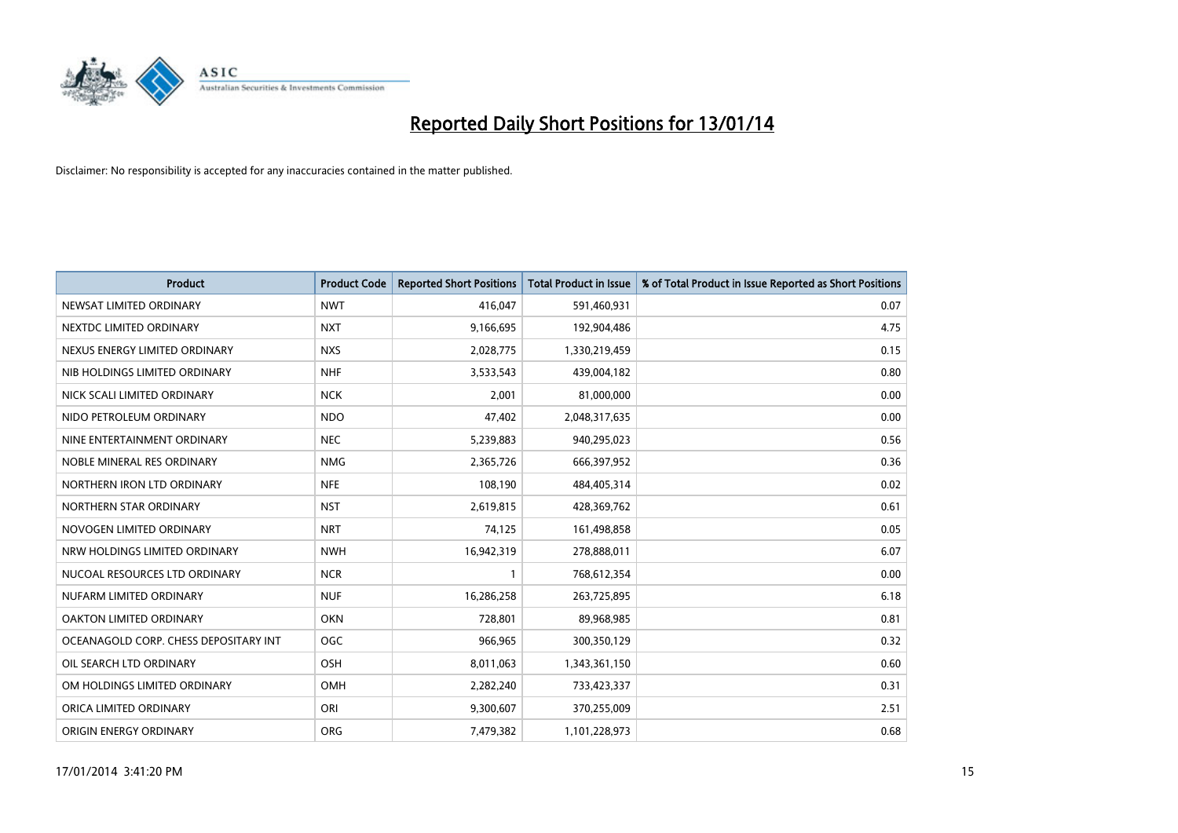# Reported Daily Short Positions for 13/01/14

Disclaimer: No responsibility is accepted for any inaccuracies contained in the matter published.

| Product | Product Code | Reported Short Positions | Total Product in Issue | % of Total Product in Issue Reported as Short Positions |
|---|---|---|---|---|
| NEWSAT LIMITED ORDINARY | NWT | 416,047 | 591,460,931 | 0.07 |
| NEXTDC LIMITED ORDINARY | NXT | 9,166,695 | 192,904,486 | 4.75 |
| NEXUS ENERGY LIMITED ORDINARY | NXS | 2,028,775 | 1,330,219,459 | 0.15 |
| NIB HOLDINGS LIMITED ORDINARY | NHF | 3,533,543 | 439,004,182 | 0.80 |
| NICK SCALI LIMITED ORDINARY | NCK | 2,001 | 81,000,000 | 0.00 |
| NIDO PETROLEUM ORDINARY | NDO | 47,402 | 2,048,317,635 | 0.00 |
| NINE ENTERTAINMENT ORDINARY | NEC | 5,239,883 | 940,295,023 | 0.56 |
| NOBLE MINERAL RES ORDINARY | NMG | 2,365,726 | 666,397,952 | 0.36 |
| NORTHERN IRON LTD ORDINARY | NFE | 108,190 | 484,405,314 | 0.02 |
| NORTHERN STAR ORDINARY | NST | 2,619,815 | 428,369,762 | 0.61 |
| NOVOGEN LIMITED ORDINARY | NRT | 74,125 | 161,498,858 | 0.05 |
| NRW HOLDINGS LIMITED ORDINARY | NWH | 16,942,319 | 278,888,011 | 6.07 |
| NUCOAL RESOURCES LTD ORDINARY | NCR | 1 | 768,612,354 | 0.00 |
| NUFARM LIMITED ORDINARY | NUF | 16,286,258 | 263,725,895 | 6.18 |
| OAKTON LIMITED ORDINARY | OKN | 728,801 | 89,968,985 | 0.81 |
| OCEANAGOLD CORP. CHESS DEPOSITARY INT | OGC | 966,965 | 300,350,129 | 0.32 |
| OIL SEARCH LTD ORDINARY | OSH | 8,011,063 | 1,343,361,150 | 0.60 |
| OM HOLDINGS LIMITED ORDINARY | OMH | 2,282,240 | 733,423,337 | 0.31 |
| ORICA LIMITED ORDINARY | ORI | 9,300,607 | 370,255,009 | 2.51 |
| ORIGIN ENERGY ORDINARY | ORG | 7,479,382 | 1,101,228,973 | 0.68 |

17/01/2014 3:41:20 PM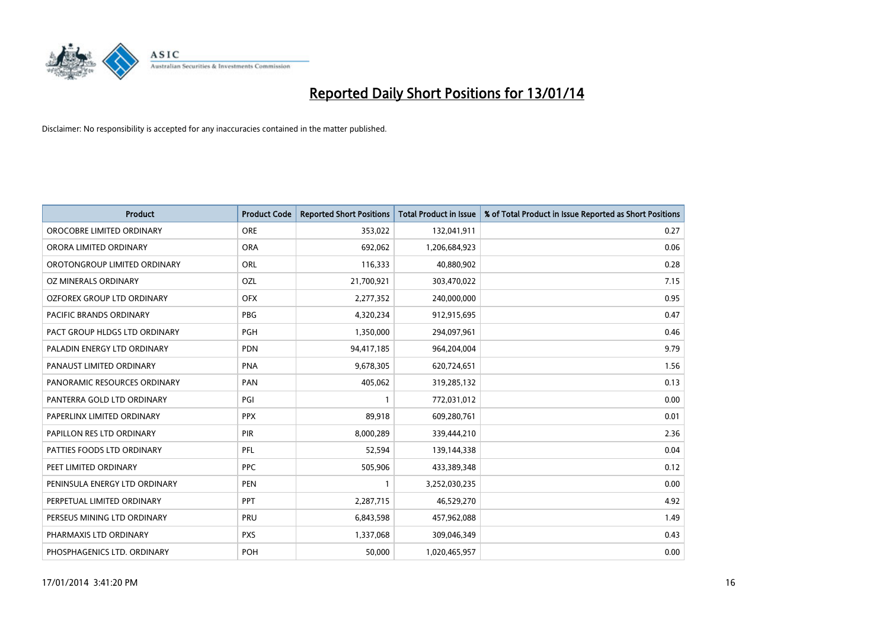# Reported Daily Short Positions for 13/01/14

Disclaimer: No responsibility is accepted for any inaccuracies contained in the matter published.

| Product | Product Code | Reported Short Positions | Total Product in Issue | % of Total Product in Issue Reported as Short Positions |
|---|---|---|---|---|
| OROCOBRE LIMITED ORDINARY | ORE | 353,022 | 132,041,911 | 0.27 |
| ORORA LIMITED ORDINARY | ORA | 692,062 | 1,206,684,923 | 0.06 |
| OROTONGROUP LIMITED ORDINARY | ORL | 116,333 | 40,880,902 | 0.28 |
| OZ MINERALS ORDINARY | OZL | 21,700,921 | 303,470,022 | 7.15 |
| OZFOREX GROUP LTD ORDINARY | OFX | 2,277,352 | 240,000,000 | 0.95 |
| PACIFIC BRANDS ORDINARY | PBG | 4,320,234 | 912,915,695 | 0.47 |
| PACT GROUP HLDGS LTD ORDINARY | PGH | 1,350,000 | 294,097,961 | 0.46 |
| PALADIN ENERGY LTD ORDINARY | PDN | 94,417,185 | 964,204,004 | 9.79 |
| PANAUST LIMITED ORDINARY | PNA | 9,678,305 | 620,724,651 | 1.56 |
| PANORAMIC RESOURCES ORDINARY | PAN | 405,062 | 319,285,132 | 0.13 |
| PANTERRA GOLD LTD ORDINARY | PGI | 1 | 772,031,012 | 0.00 |
| PAPERLINX LIMITED ORDINARY | PPX | 89,918 | 609,280,761 | 0.01 |
| PAPILLON RES LTD ORDINARY | PIR | 8,000,289 | 339,444,210 | 2.36 |
| PATTIES FOODS LTD ORDINARY | PFL | 52,594 | 139,144,338 | 0.04 |
| PEET LIMITED ORDINARY | PPC | 505,906 | 433,389,348 | 0.12 |
| PENINSULA ENERGY LTD ORDINARY | PEN | 1 | 3,252,030,235 | 0.00 |
| PERPETUAL LIMITED ORDINARY | PPT | 2,287,715 | 46,529,270 | 4.92 |
| PERSEUS MINING LTD ORDINARY | PRU | 6,843,598 | 457,962,088 | 1.49 |
| PHARMAXIS LTD ORDINARY | PXS | 1,337,068 | 309,046,349 | 0.43 |
| PHOSPHAGENICS LTD. ORDINARY | POH | 50,000 | 1,020,465,957 | 0.00 |

17/01/2014 3:41:20 PM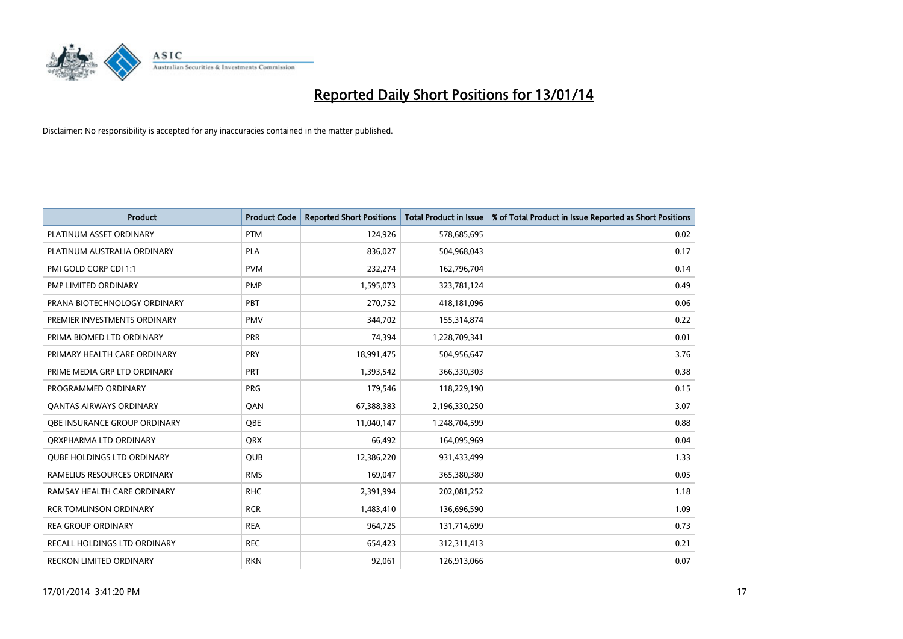# Reported Daily Short Positions for 13/01/14

Disclaimer: No responsibility is accepted for any inaccuracies contained in the matter published.

| Product | Product Code | Reported Short Positions | Total Product in Issue | % of Total Product in Issue Reported as Short Positions |
|---|---|---|---|---|
| PLATINUM ASSET ORDINARY | PTM | 124,926 | 578,685,695 | 0.02 |
| PLATINUM AUSTRALIA ORDINARY | PLA | 836,027 | 504,968,043 | 0.17 |
| PMI GOLD CORP CDI 1:1 | PVM | 232,274 | 162,796,704 | 0.14 |
| PMP LIMITED ORDINARY | PMP | 1,595,073 | 323,781,124 | 0.49 |
| PRANA BIOTECHNOLOGY ORDINARY | PBT | 270,752 | 418,181,096 | 0.06 |
| PREMIER INVESTMENTS ORDINARY | PMV | 344,702 | 155,314,874 | 0.22 |
| PRIMA BIOMED LTD ORDINARY | PRR | 74,394 | 1,228,709,341 | 0.01 |
| PRIMARY HEALTH CARE ORDINARY | PRY | 18,991,475 | 504,956,647 | 3.76 |
| PRIME MEDIA GRP LTD ORDINARY | PRT | 1,393,542 | 366,330,303 | 0.38 |
| PROGRAMMED ORDINARY | PRG | 179,546 | 118,229,190 | 0.15 |
| QANTAS AIRWAYS ORDINARY | QAN | 67,388,383 | 2,196,330,250 | 3.07 |
| QBE INSURANCE GROUP ORDINARY | QBE | 11,040,147 | 1,248,704,599 | 0.88 |
| QRXPHARMA LTD ORDINARY | QRX | 66,492 | 164,095,969 | 0.04 |
| QUBE HOLDINGS LTD ORDINARY | QUB | 12,386,220 | 931,433,499 | 1.33 |
| RAMELIUS RESOURCES ORDINARY | RMS | 169,047 | 365,380,380 | 0.05 |
| RAMSAY HEALTH CARE ORDINARY | RHC | 2,391,994 | 202,081,252 | 1.18 |
| RCR TOMLINSON ORDINARY | RCR | 1,483,410 | 136,696,590 | 1.09 |
| REA GROUP ORDINARY | REA | 964,725 | 131,714,699 | 0.73 |
| RECALL HOLDINGS LTD ORDINARY | REC | 654,423 | 312,311,413 | 0.21 |
| RECKON LIMITED ORDINARY | RKN | 92,061 | 126,913,066 | 0.07 |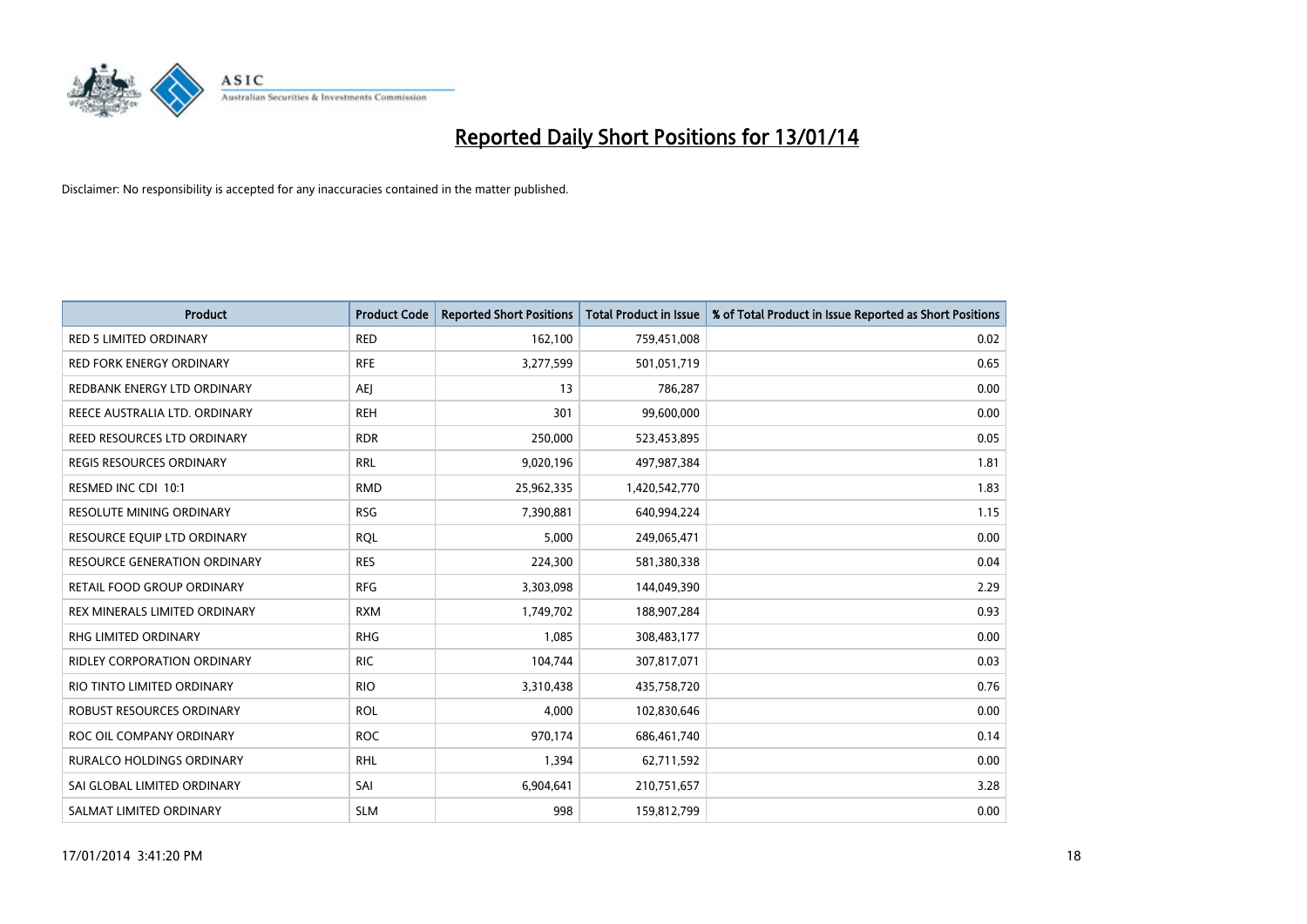# Reported Daily Short Positions for 13/01/14

Disclaimer: No responsibility is accepted for any inaccuracies contained in the matter published.

| Product | Product Code | Reported Short Positions | Total Product in Issue | % of Total Product in Issue Reported as Short Positions |
|---|---|---|---|---|
| RED 5 LIMITED ORDINARY | RED | 162,100 | 759,451,008 | 0.02 |
| RED FORK ENERGY ORDINARY | RFE | 3,277,599 | 501,051,719 | 0.65 |
| REDBANK ENERGY LTD ORDINARY | AEJ | 13 | 786,287 | 0.00 |
| REECE AUSTRALIA LTD. ORDINARY | REH | 301 | 99,600,000 | 0.00 |
| REED RESOURCES LTD ORDINARY | RDR | 250,000 | 523,453,895 | 0.05 |
| REGIS RESOURCES ORDINARY | RRL | 9,020,196 | 497,987,384 | 1.81 |
| RESMED INC CDI 10:1 | RMD | 25,962,335 | 1,420,542,770 | 1.83 |
| RESOLUTE MINING ORDINARY | RSG | 7,390,881 | 640,994,224 | 1.15 |
| RESOURCE EQUIP LTD ORDINARY | RQL | 5,000 | 249,065,471 | 0.00 |
| RESOURCE GENERATION ORDINARY | RES | 224,300 | 581,380,338 | 0.04 |
| RETAIL FOOD GROUP ORDINARY | RFG | 3,303,098 | 144,049,390 | 2.29 |
| REX MINERALS LIMITED ORDINARY | RXM | 1,749,702 | 188,907,284 | 0.93 |
| RHG LIMITED ORDINARY | RHG | 1,085 | 308,483,177 | 0.00 |
| RIDLEY CORPORATION ORDINARY | RIC | 104,744 | 307,817,071 | 0.03 |
| RIO TINTO LIMITED ORDINARY | RIO | 3,310,438 | 435,758,720 | 0.76 |
| ROBUST RESOURCES ORDINARY | ROL | 4,000 | 102,830,646 | 0.00 |
| ROC OIL COMPANY ORDINARY | ROC | 970,174 | 686,461,740 | 0.14 |
| RURALCO HOLDINGS ORDINARY | RHL | 1,394 | 62,711,592 | 0.00 |
| SAI GLOBAL LIMITED ORDINARY | SAI | 6,904,641 | 210,751,657 | 3.28 |
| SALMAT LIMITED ORDINARY | SLM | 998 | 159,812,799 | 0.00 |

17/01/2014 3:41:20 PM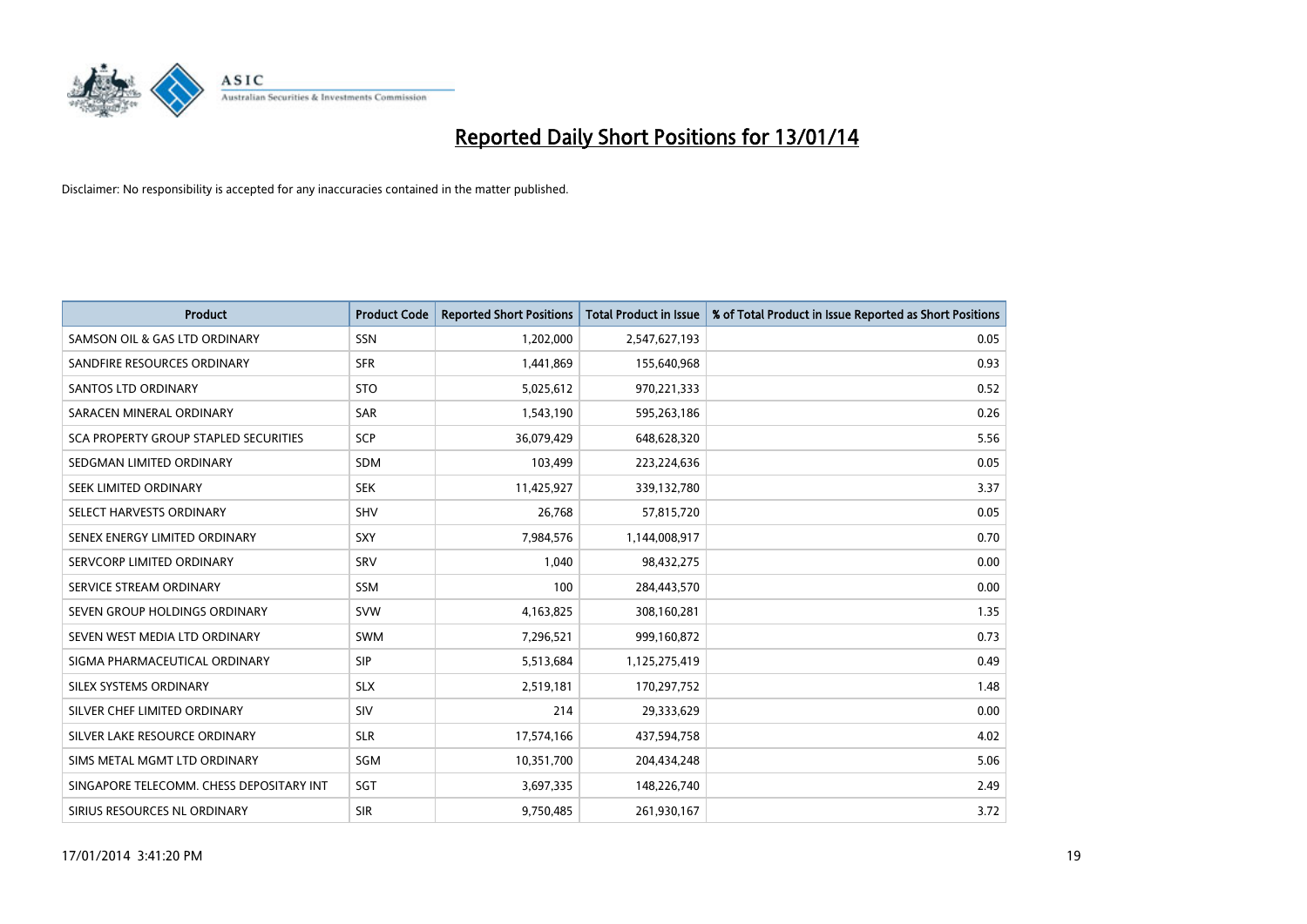# Reported Daily Short Positions for 13/01/14

Disclaimer: No responsibility is accepted for any inaccuracies contained in the matter published.

| Product | Product Code | Reported Short Positions | Total Product in Issue | % of Total Product in Issue Reported as Short Positions |
|---|---|---|---|---|
| SAMSON OIL & GAS LTD ORDINARY | SSN | 1,202,000 | 2,547,627,193 | 0.05 |
| SANDFIRE RESOURCES ORDINARY | SFR | 1,441,869 | 155,640,968 | 0.93 |
| SANTOS LTD ORDINARY | STO | 5,025,612 | 970,221,333 | 0.52 |
| SARACEN MINERAL ORDINARY | SAR | 1,543,190 | 595,263,186 | 0.26 |
| SCA PROPERTY GROUP STAPLED SECURITIES | SCP | 36,079,429 | 648,628,320 | 5.56 |
| SEDGMAN LIMITED ORDINARY | SDM | 103,499 | 223,224,636 | 0.05 |
| SEEK LIMITED ORDINARY | SEK | 11,425,927 | 339,132,780 | 3.37 |
| SELECT HARVESTS ORDINARY | SHV | 26,768 | 57,815,720 | 0.05 |
| SENEX ENERGY LIMITED ORDINARY | SXY | 7,984,576 | 1,144,008,917 | 0.70 |
| SERVCORP LIMITED ORDINARY | SRV | 1,040 | 98,432,275 | 0.00 |
| SERVICE STREAM ORDINARY | SSM | 100 | 284,443,570 | 0.00 |
| SEVEN GROUP HOLDINGS ORDINARY | SVW | 4,163,825 | 308,160,281 | 1.35 |
| SEVEN WEST MEDIA LTD ORDINARY | SWM | 7,296,521 | 999,160,872 | 0.73 |
| SIGMA PHARMACEUTICAL ORDINARY | SIP | 5,513,684 | 1,125,275,419 | 0.49 |
| SILEX SYSTEMS ORDINARY | SLX | 2,519,181 | 170,297,752 | 1.48 |
| SILVER CHEF LIMITED ORDINARY | SIV | 214 | 29,333,629 | 0.00 |
| SILVER LAKE RESOURCE ORDINARY | SLR | 17,574,166 | 437,594,758 | 4.02 |
| SIMS METAL MGMT LTD ORDINARY | SGM | 10,351,700 | 204,434,248 | 5.06 |
| SINGAPORE TELECOMM. CHESS DEPOSITARY INT | SGT | 3,697,335 | 148,226,740 | 2.49 |
| SIRIUS RESOURCES NL ORDINARY | SIR | 9,750,485 | 261,930,167 | 3.72 |

17/01/2014 3:41:20 PM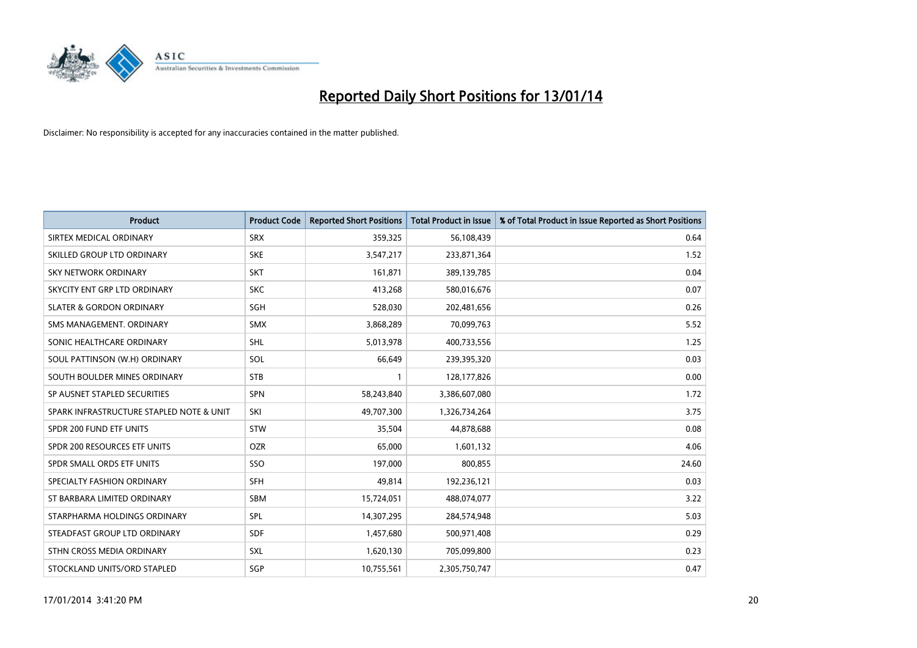# Reported Daily Short Positions for 13/01/14

Disclaimer: No responsibility is accepted for any inaccuracies contained in the matter published.

| Product | Product Code | Reported Short Positions | Total Product in Issue | % of Total Product in Issue Reported as Short Positions |
|---|---|---|---|---|
| SIRTEX MEDICAL ORDINARY | SRX | 359,325 | 56,108,439 | 0.64 |
| SKILLED GROUP LTD ORDINARY | SKE | 3,547,217 | 233,871,364 | 1.52 |
| SKY NETWORK ORDINARY | SKT | 161,871 | 389,139,785 | 0.04 |
| SKYCITY ENT GRP LTD ORDINARY | SKC | 413,268 | 580,016,676 | 0.07 |
| SLATER & GORDON ORDINARY | SGH | 528,030 | 202,481,656 | 0.26 |
| SMS MANAGEMENT. ORDINARY | SMX | 3,868,289 | 70,099,763 | 5.52 |
| SONIC HEALTHCARE ORDINARY | SHL | 5,013,978 | 400,733,556 | 1.25 |
| SOUL PATTINSON (W.H) ORDINARY | SOL | 66,649 | 239,395,320 | 0.03 |
| SOUTH BOULDER MINES ORDINARY | STB | 1 | 128,177,826 | 0.00 |
| SP AUSNET STAPLED SECURITIES | SPN | 58,243,840 | 3,386,607,080 | 1.72 |
| SPARK INFRASTRUCTURE STAPLED NOTE & UNIT | SKI | 49,707,300 | 1,326,734,264 | 3.75 |
| SPDR 200 FUND ETF UNITS | STW | 35,504 | 44,878,688 | 0.08 |
| SPDR 200 RESOURCES ETF UNITS | OZR | 65,000 | 1,601,132 | 4.06 |
| SPDR SMALL ORDS ETF UNITS | SSO | 197,000 | 800,855 | 24.60 |
| SPECIALTY FASHION ORDINARY | SFH | 49,814 | 192,236,121 | 0.03 |
| ST BARBARA LIMITED ORDINARY | SBM | 15,724,051 | 488,074,077 | 3.22 |
| STARPHARMA HOLDINGS ORDINARY | SPL | 14,307,295 | 284,574,948 | 5.03 |
| STEADFAST GROUP LTD ORDINARY | SDF | 1,457,680 | 500,971,408 | 0.29 |
| STHN CROSS MEDIA ORDINARY | SXL | 1,620,130 | 705,099,800 | 0.23 |
| STOCKLAND UNITS/ORD STAPLED | SGP | 10,755,561 | 2,305,750,747 | 0.47 |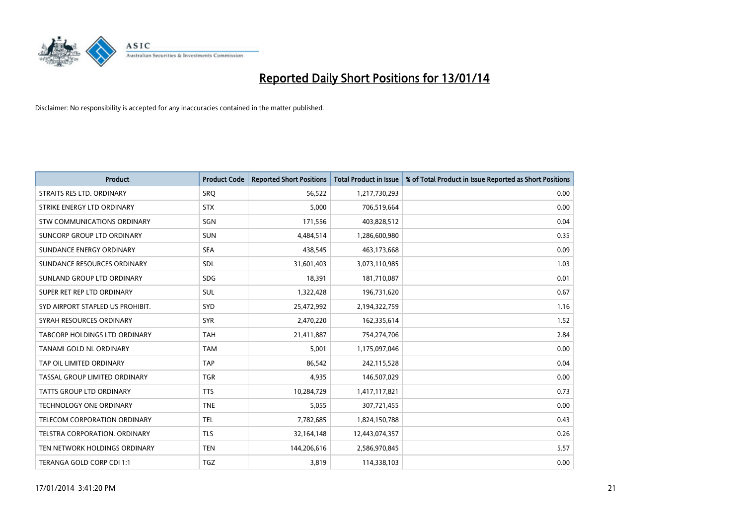# Reported Daily Short Positions for 13/01/14

Disclaimer: No responsibility is accepted for any inaccuracies contained in the matter published.

| Product | Product Code | Reported Short Positions | Total Product in Issue | % of Total Product in Issue Reported as Short Positions |
|---|---|---|---|---|
| STRAITS RES LTD. ORDINARY | SRQ | 56,522 | 1,217,730,293 | 0.00 |
| STRIKE ENERGY LTD ORDINARY | STX | 5,000 | 706,519,664 | 0.00 |
| STW COMMUNICATIONS ORDINARY | SGN | 171,556 | 403,828,512 | 0.04 |
| SUNCORP GROUP LTD ORDINARY | SUN | 4,484,514 | 1,286,600,980 | 0.35 |
| SUNDANCE ENERGY ORDINARY | SEA | 438,545 | 463,173,668 | 0.09 |
| SUNDANCE RESOURCES ORDINARY | SDL | 31,601,403 | 3,073,110,985 | 1.03 |
| SUNLAND GROUP LTD ORDINARY | SDG | 18,391 | 181,710,087 | 0.01 |
| SUPER RET REP LTD ORDINARY | SUL | 1,322,428 | 196,731,620 | 0.67 |
| SYD AIRPORT STAPLED US PROHIBIT. | SYD | 25,472,992 | 2,194,322,759 | 1.16 |
| SYRAH RESOURCES ORDINARY | SYR | 2,470,220 | 162,335,614 | 1.52 |
| TABCORP HOLDINGS LTD ORDINARY | TAH | 21,411,887 | 754,274,706 | 2.84 |
| TANAMI GOLD NL ORDINARY | TAM | 5,001 | 1,175,097,046 | 0.00 |
| TAP OIL LIMITED ORDINARY | TAP | 86,542 | 242,115,528 | 0.04 |
| TASSAL GROUP LIMITED ORDINARY | TGR | 4,935 | 146,507,029 | 0.00 |
| TATTS GROUP LTD ORDINARY | TTS | 10,284,729 | 1,417,117,821 | 0.73 |
| TECHNOLOGY ONE ORDINARY | TNE | 5,055 | 307,721,455 | 0.00 |
| TELECOM CORPORATION ORDINARY | TEL | 7,782,685 | 1,824,150,788 | 0.43 |
| TELSTRA CORPORATION. ORDINARY | TLS | 32,164,148 | 12,443,074,357 | 0.26 |
| TEN NETWORK HOLDINGS ORDINARY | TEN | 144,206,616 | 2,586,970,845 | 5.57 |
| TERANGA GOLD CORP CDI 1:1 | TGZ | 3,819 | 114,338,103 | 0.00 |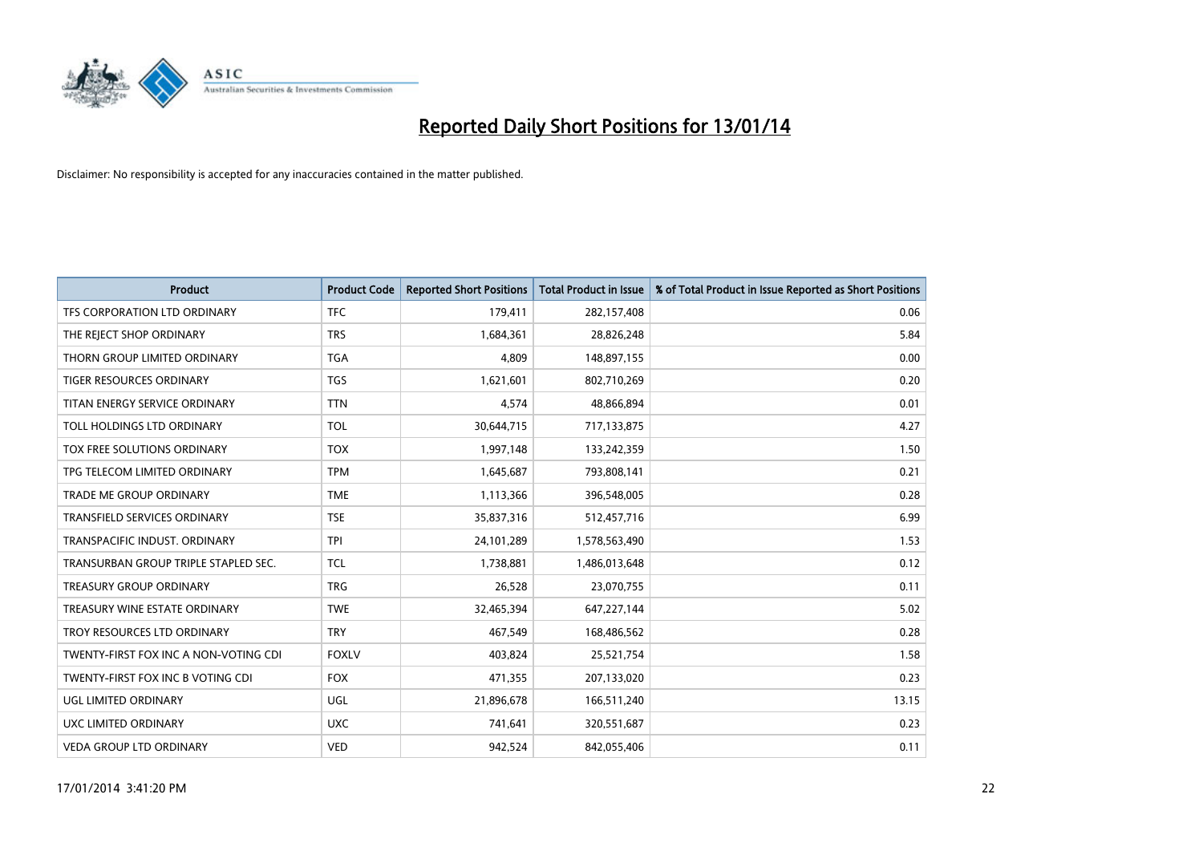# Reported Daily Short Positions for 13/01/14

Disclaimer: No responsibility is accepted for any inaccuracies contained in the matter published.

| Product | Product Code | Reported Short Positions | Total Product in Issue | % of Total Product in Issue Reported as Short Positions |
|---|---|---|---|---|
| TFS CORPORATION LTD ORDINARY | TFC | 179,411 | 282,157,408 | 0.06 |
| THE REJECT SHOP ORDINARY | TRS | 1,684,361 | 28,826,248 | 5.84 |
| THORN GROUP LIMITED ORDINARY | TGA | 4,809 | 148,897,155 | 0.00 |
| TIGER RESOURCES ORDINARY | TGS | 1,621,601 | 802,710,269 | 0.20 |
| TITAN ENERGY SERVICE ORDINARY | TTN | 4,574 | 48,866,894 | 0.01 |
| TOLL HOLDINGS LTD ORDINARY | TOL | 30,644,715 | 717,133,875 | 4.27 |
| TOX FREE SOLUTIONS ORDINARY | TOX | 1,997,148 | 133,242,359 | 1.50 |
| TPG TELECOM LIMITED ORDINARY | TPM | 1,645,687 | 793,808,141 | 0.21 |
| TRADE ME GROUP ORDINARY | TME | 1,113,366 | 396,548,005 | 0.28 |
| TRANSFIELD SERVICES ORDINARY | TSE | 35,837,316 | 512,457,716 | 6.99 |
| TRANSPACIFIC INDUST. ORDINARY | TPI | 24,101,289 | 1,578,563,490 | 1.53 |
| TRANSURBAN GROUP TRIPLE STAPLED SEC. | TCL | 1,738,881 | 1,486,013,648 | 0.12 |
| TREASURY GROUP ORDINARY | TRG | 26,528 | 23,070,755 | 0.11 |
| TREASURY WINE ESTATE ORDINARY | TWE | 32,465,394 | 647,227,144 | 5.02 |
| TROY RESOURCES LTD ORDINARY | TRY | 467,549 | 168,486,562 | 0.28 |
| TWENTY-FIRST FOX INC A NON-VOTING CDI | FOXLV | 403,824 | 25,521,754 | 1.58 |
| TWENTY-FIRST FOX INC B VOTING CDI | FOX | 471,355 | 207,133,020 | 0.23 |
| UGL LIMITED ORDINARY | UGL | 21,896,678 | 166,511,240 | 13.15 |
| UXC LIMITED ORDINARY | UXC | 741,641 | 320,551,687 | 0.23 |
| VEDA GROUP LTD ORDINARY | VED | 942,524 | 842,055,406 | 0.11 |

17/01/2014 3:41:20 PM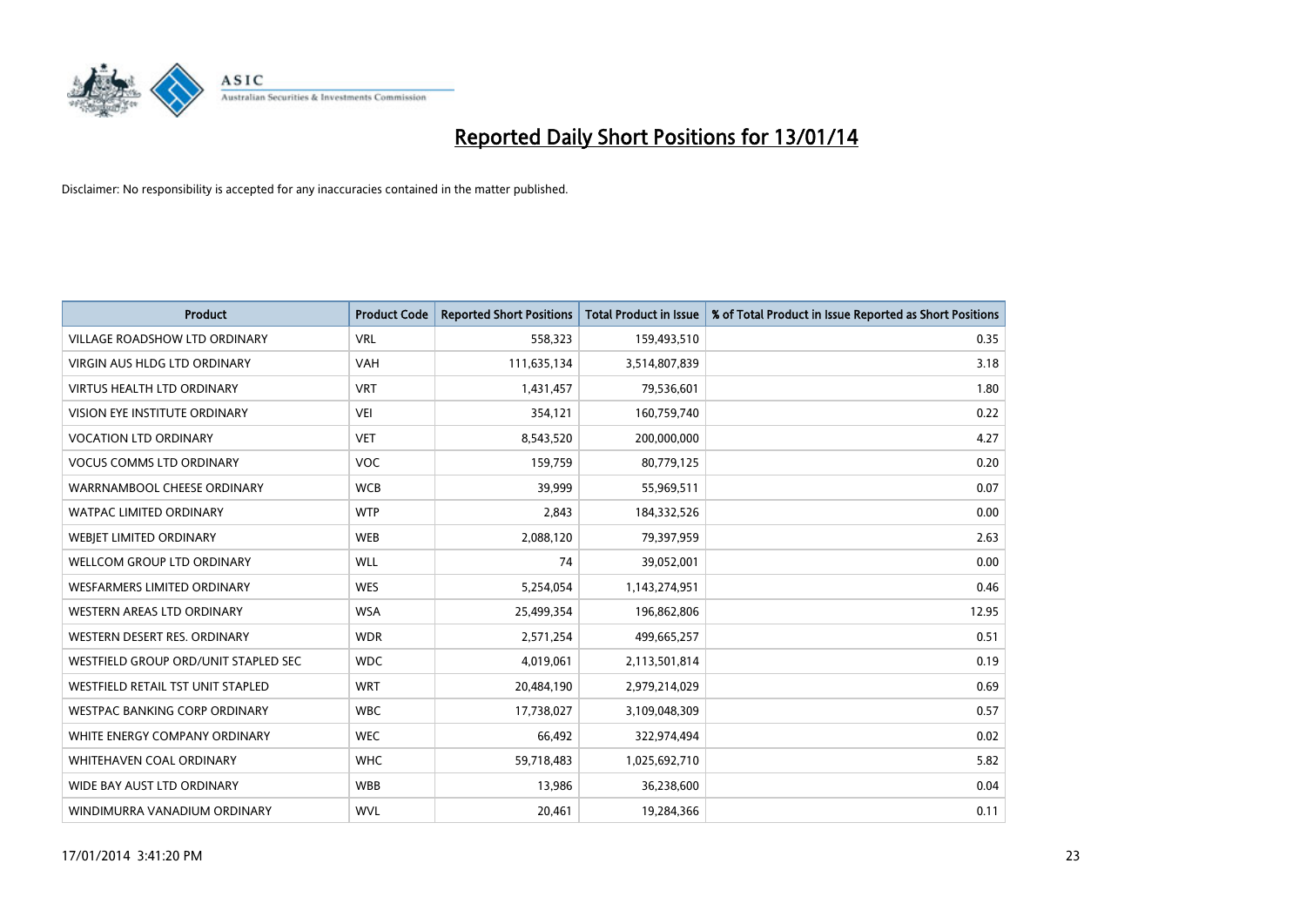# Reported Daily Short Positions for 13/01/14

Disclaimer: No responsibility is accepted for any inaccuracies contained in the matter published.

| Product | Product Code | Reported Short Positions | Total Product in Issue | % of Total Product in Issue Reported as Short Positions |
| --- | --- | --- | --- | --- |
| VILLAGE ROADSHOW LTD ORDINARY | VRL | 558,323 | 159,493,510 | 0.35 |
| VIRGIN AUS HLDG LTD ORDINARY | VAH | 111,635,134 | 3,514,807,839 | 3.18 |
| VIRTUS HEALTH LTD ORDINARY | VRT | 1,431,457 | 79,536,601 | 1.80 |
| VISION EYE INSTITUTE ORDINARY | VEI | 354,121 | 160,759,740 | 0.22 |
| VOCATION LTD ORDINARY | VET | 8,543,520 | 200,000,000 | 4.27 |
| VOCUS COMMS LTD ORDINARY | VOC | 159,759 | 80,779,125 | 0.20 |
| WARRNAMBOOL CHEESE ORDINARY | WCB | 39,999 | 55,969,511 | 0.07 |
| WATPAC LIMITED ORDINARY | WTP | 2,843 | 184,332,526 | 0.00 |
| WEBJET LIMITED ORDINARY | WEB | 2,088,120 | 79,397,959 | 2.63 |
| WELLCOM GROUP LTD ORDINARY | WLL | 74 | 39,052,001 | 0.00 |
| WESFARMERS LIMITED ORDINARY | WES | 5,254,054 | 1,143,274,951 | 0.46 |
| WESTERN AREAS LTD ORDINARY | WSA | 25,499,354 | 196,862,806 | 12.95 |
| WESTERN DESERT RES. ORDINARY | WDR | 2,571,254 | 499,665,257 | 0.51 |
| WESTFIELD GROUP ORD/UNIT STAPLED SEC | WDC | 4,019,061 | 2,113,501,814 | 0.19 |
| WESTFIELD RETAIL TST UNIT STAPLED | WRT | 20,484,190 | 2,979,214,029 | 0.69 |
| WESTPAC BANKING CORP ORDINARY | WBC | 17,738,027 | 3,109,048,309 | 0.57 |
| WHITE ENERGY COMPANY ORDINARY | WEC | 66,492 | 322,974,494 | 0.02 |
| WHITEHAVEN COAL ORDINARY | WHC | 59,718,483 | 1,025,692,710 | 5.82 |
| WIDE BAY AUST LTD ORDINARY | WBB | 13,986 | 36,238,600 | 0.04 |
| WINDIMURRA VANADIUM ORDINARY | WVL | 20,461 | 19,284,366 | 0.11 |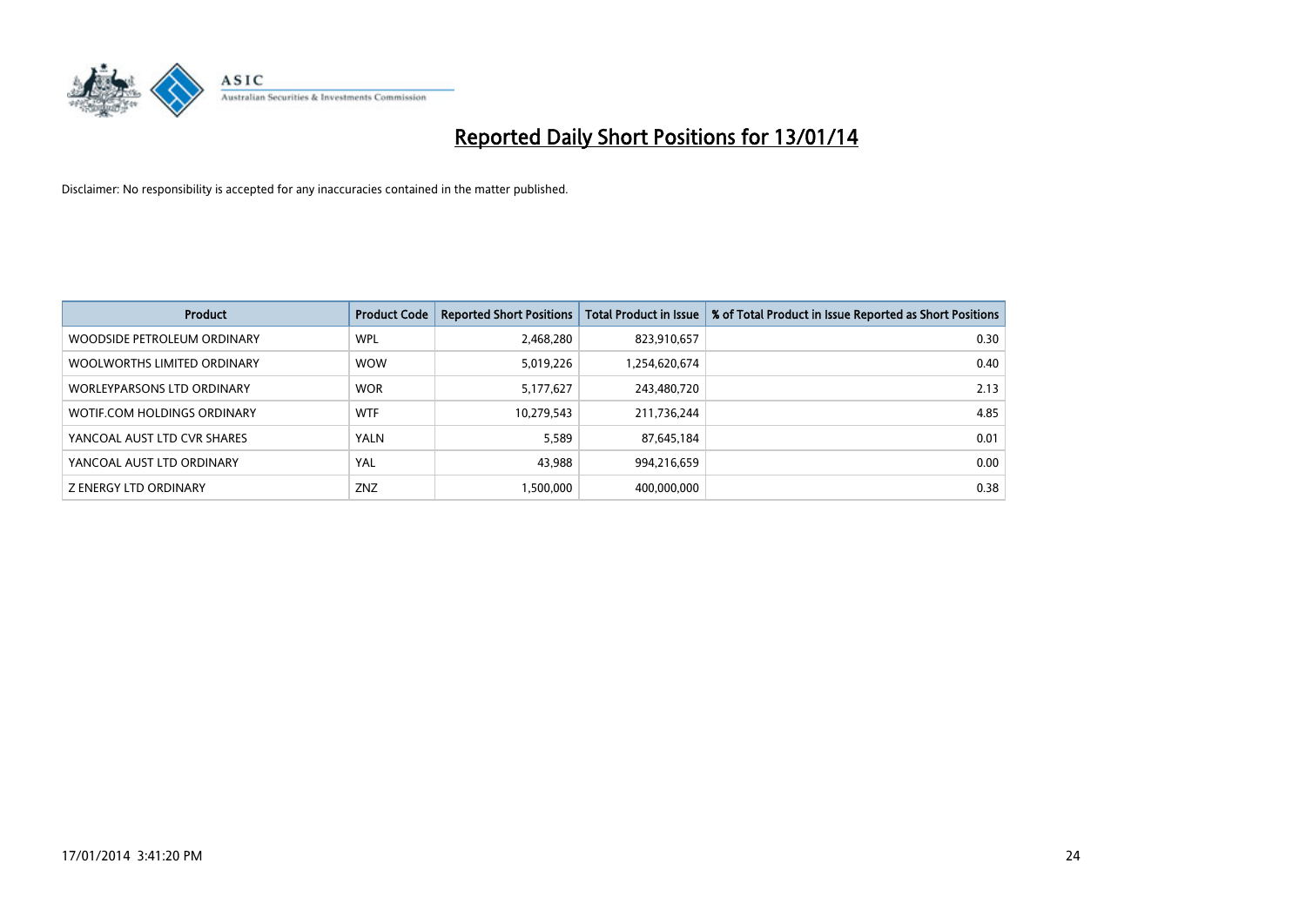# Reported Daily Short Positions for 13/01/14

Disclaimer: No responsibility is accepted for any inaccuracies contained in the matter published.

| Product | Product Code | Reported Short Positions | Total Product in Issue | % of Total Product in Issue Reported as Short Positions |
|---|---|---|---|---|
| WOODSIDE PETROLEUM ORDINARY | WPL | 2,468,280 | 823,910,657 | 0.30 |
| WOOLWORTHS LIMITED ORDINARY | WOW | 5,019,226 | 1,254,620,674 | 0.40 |
| WORLEYPARSONS LTD ORDINARY | WOR | 5,177,627 | 243,480,720 | 2.13 |
| WOTIF.COM HOLDINGS ORDINARY | WTF | 10,279,543 | 211,736,244 | 4.85 |
| YANCOAL AUST LTD CVR SHARES | YALN | 5,589 | 87,645,184 | 0.01 |
| YANCOAL AUST LTD ORDINARY | YAL | 43,988 | 994,216,659 | 0.00 |
| Z ENERGY LTD ORDINARY | ZNZ | 1,500,000 | 400,000,000 | 0.38 |

17/01/2014 3:41:20 PM